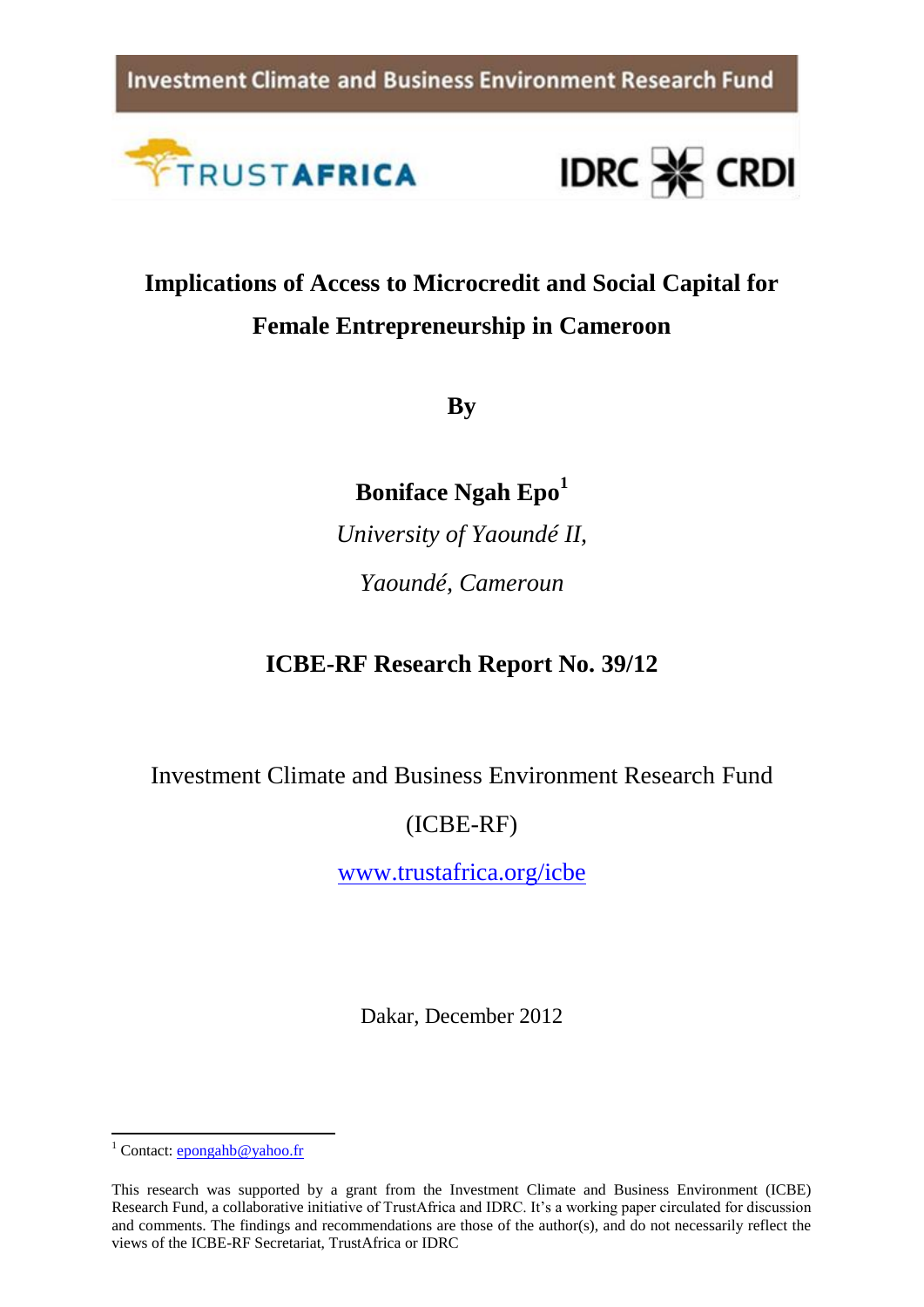Investment Climate and Business Environment Research Fund

TRUSTAFRICA

IDRC CRDI

# Implications of Access to Microcredit and Social Capital for Female Entrepreneurship in Cameroon

**By**

**Boniface Ngah Epo**[1]

*University of Yaoundé II,*

*Yaoundé, Cameroun*

**ICBE-RF Research Report No. 39/12**

Investment Climate and Business Environment Research Fund

(ICBE-RF)

www.trustafrica.org/icbe

Dakar, December 2012

[1] Contact: epongahb@yahoo.fr

This research was supported by a grant from the Investment Climate and Business Environment (ICBE) Research Fund, a collaborative initiative of TrustAfrica and IDRC. It's a working paper circulated for discussion and comments. The findings and recommendations are those of the author(s), and do not necessarily reflect the views of the ICBE-RF Secretariat, TrustAfrica or IDRC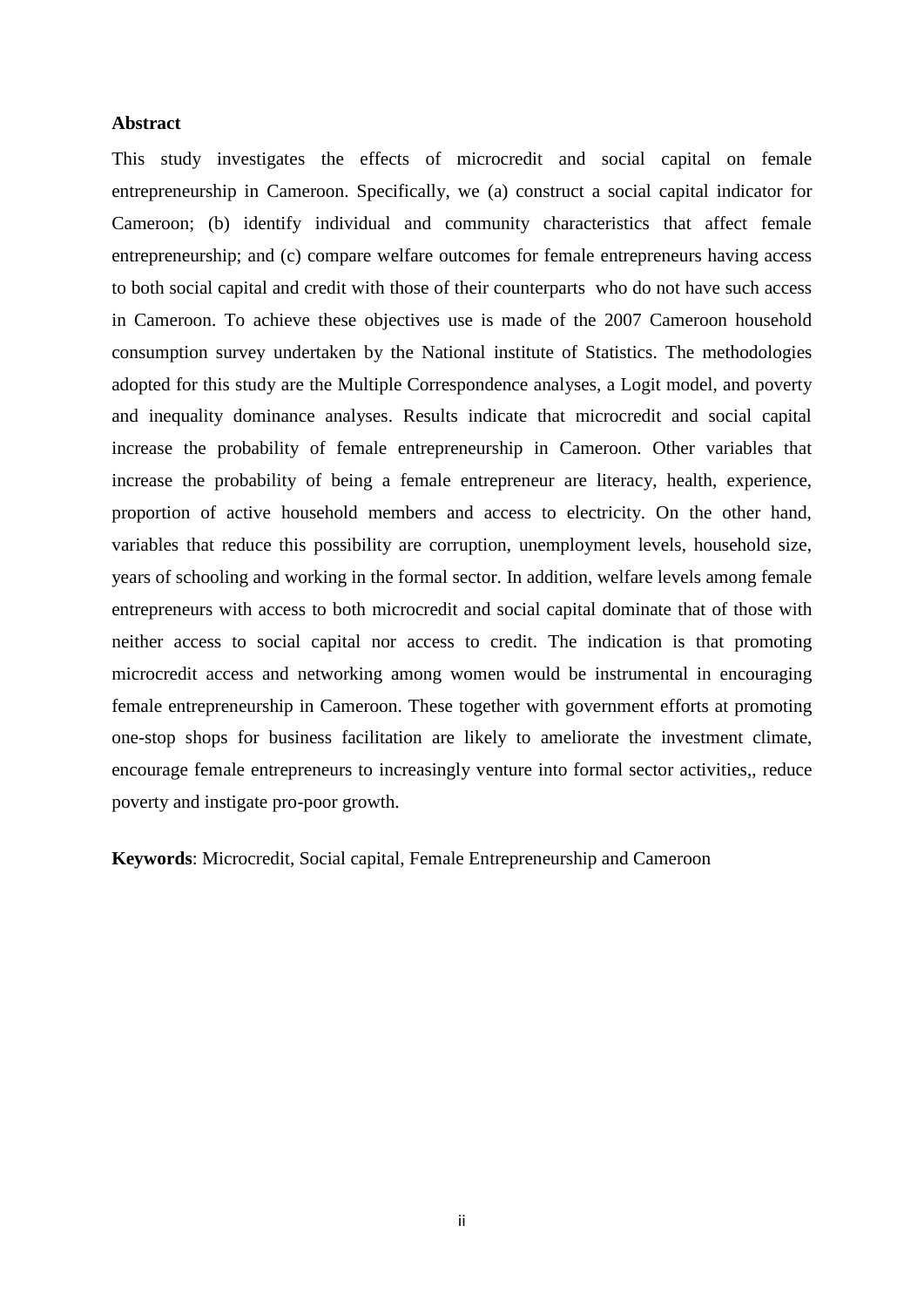**Abstract**

This study investigates the effects of microcredit and social capital on female entrepreneurship in Cameroon. Specifically, we (a) construct a social capital indicator for Cameroon; (b) identify individual and community characteristics that affect female entrepreneurship; and (c) compare welfare outcomes for female entrepreneurs having access to both social capital and credit with those of their counterparts who do not have such access in Cameroon. To achieve these objectives use is made of the 2007 Cameroon household consumption survey undertaken by the National institute of Statistics. The methodologies adopted for this study are the Multiple Correspondence analyses, a Logit model, and poverty and inequality dominance analyses. Results indicate that microcredit and social capital increase the probability of female entrepreneurship in Cameroon. Other variables that increase the probability of being a female entrepreneur are literacy, health, experience, proportion of active household members and access to electricity. On the other hand, variables that reduce this possibility are corruption, unemployment levels, household size, years of schooling and working in the formal sector. In addition, welfare levels among female entrepreneurs with access to both microcredit and social capital dominate that of those with neither access to social capital nor access to credit. The indication is that promoting microcredit access and networking among women would be instrumental in encouraging female entrepreneurship in Cameroon. These together with government efforts at promoting one-stop shops for business facilitation are likely to ameliorate the investment climate, encourage female entrepreneurs to increasingly venture into formal sector activities,, reduce poverty and instigate pro-poor growth.

**Keywords**: Microcredit, Social capital, Female Entrepreneurship and Cameroon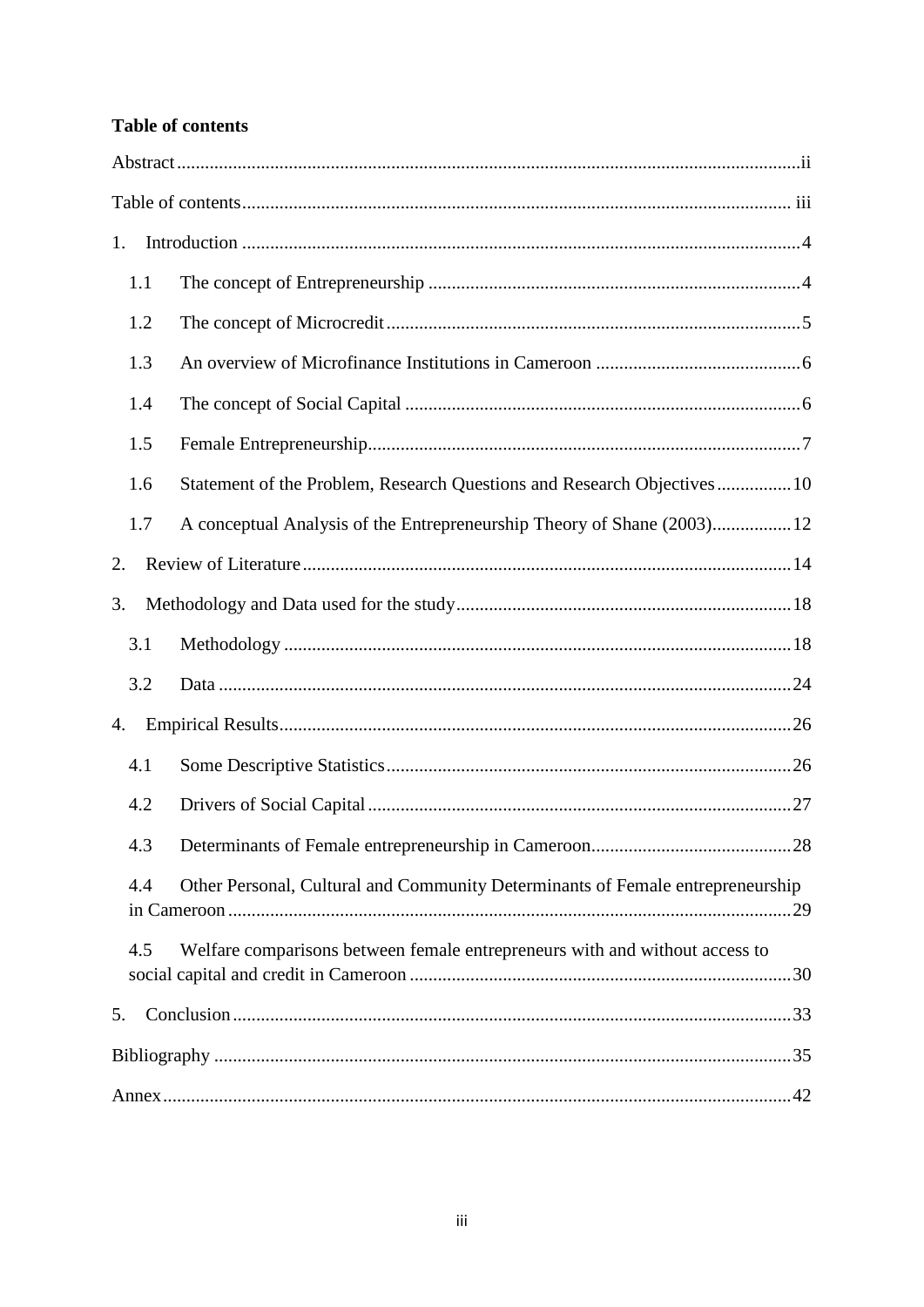**Table of contents**

Abstract ..................................................................... ii

Table of contents ..................................................................... iii

1. Introduction ..................................................................... 4

   1.1 The concept of Entrepreneurship ..................................................................... 4

   1.2 The concept of Microcredit ..................................................................... 5

   1.3 An overview of Microfinance Institutions in Cameroon ..................................................................... 6

   1.4 The concept of Social Capital ..................................................................... 6

   1.5 Female Entrepreneurship ..................................................................... 7

   1.6 Statement of the Problem, Research Questions and Research Objectives ..................................................................... 10

   1.7 A conceptual Analysis of the Entrepreneurship Theory of Shane (2003) ..................................................................... 12

2. Review of Literature ..................................................................... 14

3. Methodology and Data used for the study ..................................................................... 18

   3.1 Methodology ..................................................................... 18

   3.2 Data ..................................................................... 24

4. Empirical Results ..................................................................... 26

   4.1 Some Descriptive Statistics ..................................................................... 26

   4.2 Drivers of Social Capital ..................................................................... 27

   4.3 Determinants of Female entrepreneurship in Cameroon ..................................................................... 28

   4.4 Other Personal, Cultural and Community Determinants of Female entrepreneurship in Cameroon ..................................................................... 29

   4.5 Welfare comparisons between female entrepreneurs with and without access to social capital and credit in Cameroon ..................................................................... 30

5. Conclusion ..................................................................... 33

Bibliography ..................................................................... 35

Annex ..................................................................... 42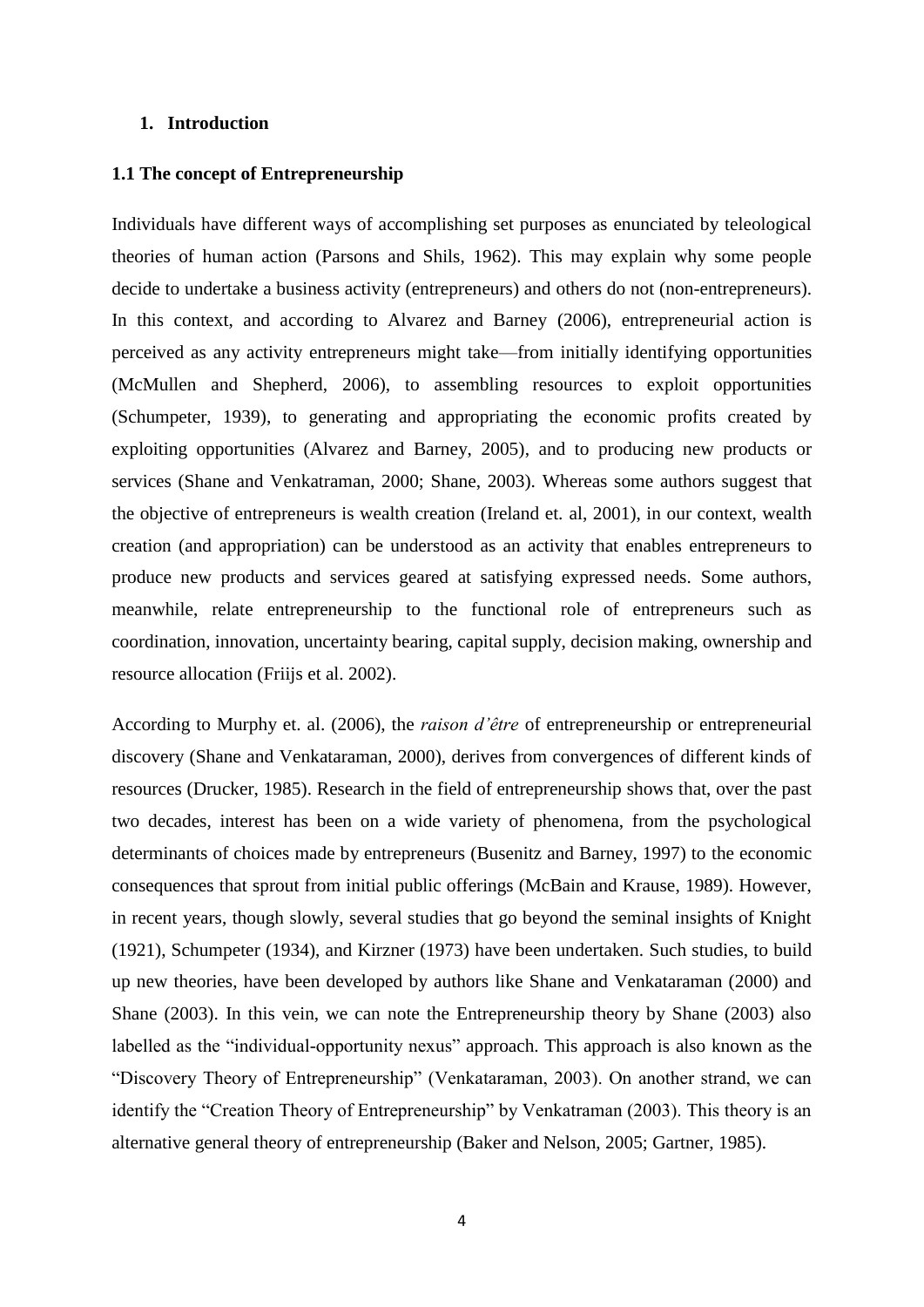# 1. Introduction

## 1.1 The concept of Entrepreneurship

Individuals have different ways of accomplishing set purposes as enunciated by teleological theories of human action (Parsons and Shils, 1962). This may explain why some people decide to undertake a business activity (entrepreneurs) and others do not (non-entrepreneurs). In this context, and according to Alvarez and Barney (2006), entrepreneurial action is perceived as any activity entrepreneurs might take—from initially identifying opportunities (McMullen and Shepherd, 2006), to assembling resources to exploit opportunities (Schumpeter, 1939), to generating and appropriating the economic profits created by exploiting opportunities (Alvarez and Barney, 2005), and to producing new products or services (Shane and Venkatraman, 2000; Shane, 2003). Whereas some authors suggest that the objective of entrepreneurs is wealth creation (Ireland et. al, 2001), in our context, wealth creation (and appropriation) can be understood as an activity that enables entrepreneurs to produce new products and services geared at satisfying expressed needs. Some authors, meanwhile, relate entrepreneurship to the functional role of entrepreneurs such as coordination, innovation, uncertainty bearing, capital supply, decision making, ownership and resource allocation (Friijs et al. 2002).

According to Murphy et. al. (2006), the *raison d'être* of entrepreneurship or entrepreneurial discovery (Shane and Venkataraman, 2000), derives from convergences of different kinds of resources (Drucker, 1985). Research in the field of entrepreneurship shows that, over the past two decades, interest has been on a wide variety of phenomena, from the psychological determinants of choices made by entrepreneurs (Busenitz and Barney, 1997) to the economic consequences that sprout from initial public offerings (McBain and Krause, 1989). However, in recent years, though slowly, several studies that go beyond the seminal insights of Knight (1921), Schumpeter (1934), and Kirzner (1973) have been undertaken. Such studies, to build up new theories, have been developed by authors like Shane and Venkataraman (2000) and Shane (2003). In this vein, we can note the Entrepreneurship theory by Shane (2003) also labelled as the "individual-opportunity nexus" approach. This approach is also known as the "Discovery Theory of Entrepreneurship" (Venkataraman, 2003). On another strand, we can identify the "Creation Theory of Entrepreneurship" by Venkatraman (2003). This theory is an alternative general theory of entrepreneurship (Baker and Nelson, 2005; Gartner, 1985).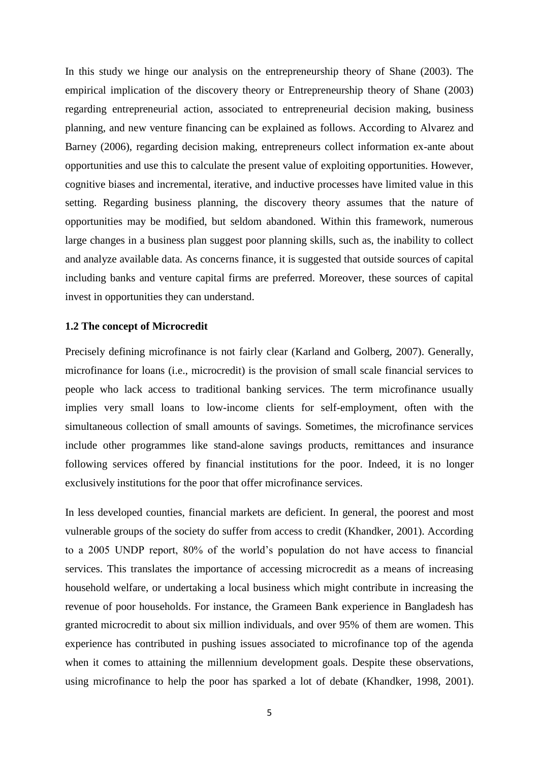In this study we hinge our analysis on the entrepreneurship theory of Shane (2003). The empirical implication of the discovery theory or Entrepreneurship theory of Shane (2003) regarding entrepreneurial action, associated to entrepreneurial decision making, business planning, and new venture financing can be explained as follows. According to Alvarez and Barney (2006), regarding decision making, entrepreneurs collect information ex-ante about opportunities and use this to calculate the present value of exploiting opportunities. However, cognitive biases and incremental, iterative, and inductive processes have limited value in this setting. Regarding business planning, the discovery theory assumes that the nature of opportunities may be modified, but seldom abandoned. Within this framework, numerous large changes in a business plan suggest poor planning skills, such as, the inability to collect and analyze available data. As concerns finance, it is suggested that outside sources of capital including banks and venture capital firms are preferred. Moreover, these sources of capital invest in opportunities they can understand.

**1.2 The concept of Microcredit**

Precisely defining microfinance is not fairly clear (Karland and Golberg, 2007). Generally, microfinance for loans (i.e., microcredit) is the provision of small scale financial services to people who lack access to traditional banking services. The term microfinance usually implies very small loans to low-income clients for self-employment, often with the simultaneous collection of small amounts of savings. Sometimes, the microfinance services include other programmes like stand-alone savings products, remittances and insurance following services offered by financial institutions for the poor. Indeed, it is no longer exclusively institutions for the poor that offer microfinance services.

In less developed counties, financial markets are deficient. In general, the poorest and most vulnerable groups of the society do suffer from access to credit (Khandker, 2001). According to a 2005 UNDP report, 80% of the world's population do not have access to financial services. This translates the importance of accessing microcredit as a means of increasing household welfare, or undertaking a local business which might contribute in increasing the revenue of poor households. For instance, the Grameen Bank experience in Bangladesh has granted microcredit to about six million individuals, and over 95% of them are women. This experience has contributed in pushing issues associated to microfinance top of the agenda when it comes to attaining the millennium development goals. Despite these observations, using microfinance to help the poor has sparked a lot of debate (Khandker, 1998, 2001).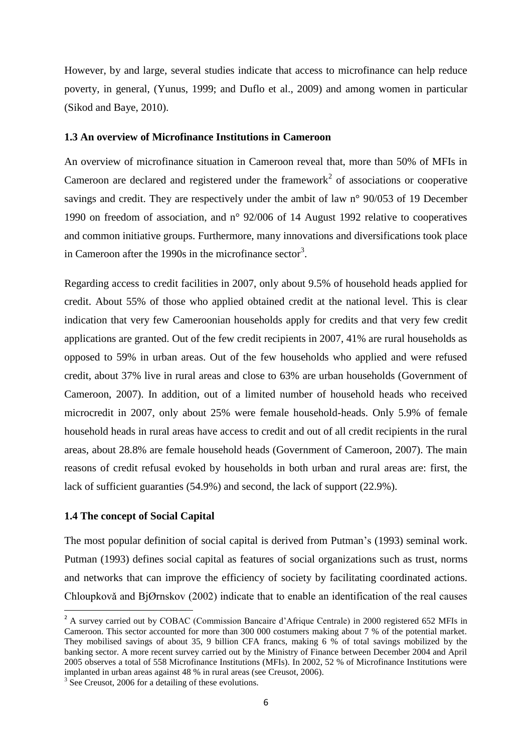However, by and large, several studies indicate that access to microfinance can help reduce poverty, in general, (Yunus, 1999; and Duflo et al., 2009) and among women in particular (Sikod and Baye, 2010).

### 1.3 An overview of Microfinance Institutions in Cameroon

An overview of microfinance situation in Cameroon reveal that, more than 50% of MFIs in Cameroon are declared and registered under the framework[2] of associations or cooperative savings and credit. They are respectively under the ambit of law n° 90/053 of 19 December 1990 on freedom of association, and n° 92/006 of 14 August 1992 relative to cooperatives and common initiative groups. Furthermore, many innovations and diversifications took place in Cameroon after the 1990s in the microfinance sector[3].

Regarding access to credit facilities in 2007, only about 9.5% of household heads applied for credit. About 55% of those who applied obtained credit at the national level. This is clear indication that very few Cameroonian households apply for credits and that very few credit applications are granted. Out of the few credit recipients in 2007, 41% are rural households as opposed to 59% in urban areas. Out of the few households who applied and were refused credit, about 37% live in rural areas and close to 63% are urban households (Government of Cameroon, 2007). In addition, out of a limited number of household heads who received microcredit in 2007, only about 25% were female household-heads. Only 5.9% of female household heads in rural areas have access to credit and out of all credit recipients in the rural areas, about 28.8% are female household heads (Government of Cameroon, 2007). The main reasons of credit refusal evoked by households in both urban and rural areas are: first, the lack of sufficient guaranties (54.9%) and second, the lack of support (22.9%).

### 1.4 The concept of Social Capital

The most popular definition of social capital is derived from Putman's (1993) seminal work. Putman (1993) defines social capital as features of social organizations such as trust, norms and networks that can improve the efficiency of society by facilitating coordinated actions. Chloupkovǎ and BjØrnskov (2002) indicate that to enable an identification of the real causes

---

[2] A survey carried out by COBAC (Commission Bancaire d'Afrique Centrale) in 2000 registered 652 MFIs in Cameroon. This sector accounted for more than 300 000 costumers making about 7 % of the potential market. They mobilised savings of about 35, 9 billion CFA francs, making 6 % of total savings mobilized by the banking sector. A more recent survey carried out by the Ministry of Finance between December 2004 and April 2005 observes a total of 558 Microfinance Institutions (MFIs). In 2002, 52 % of Microfinance Institutions were implanted in urban areas against 48 % in rural areas (see Creusot, 2006).

[3] See Creusot, 2006 for a detailing of these evolutions.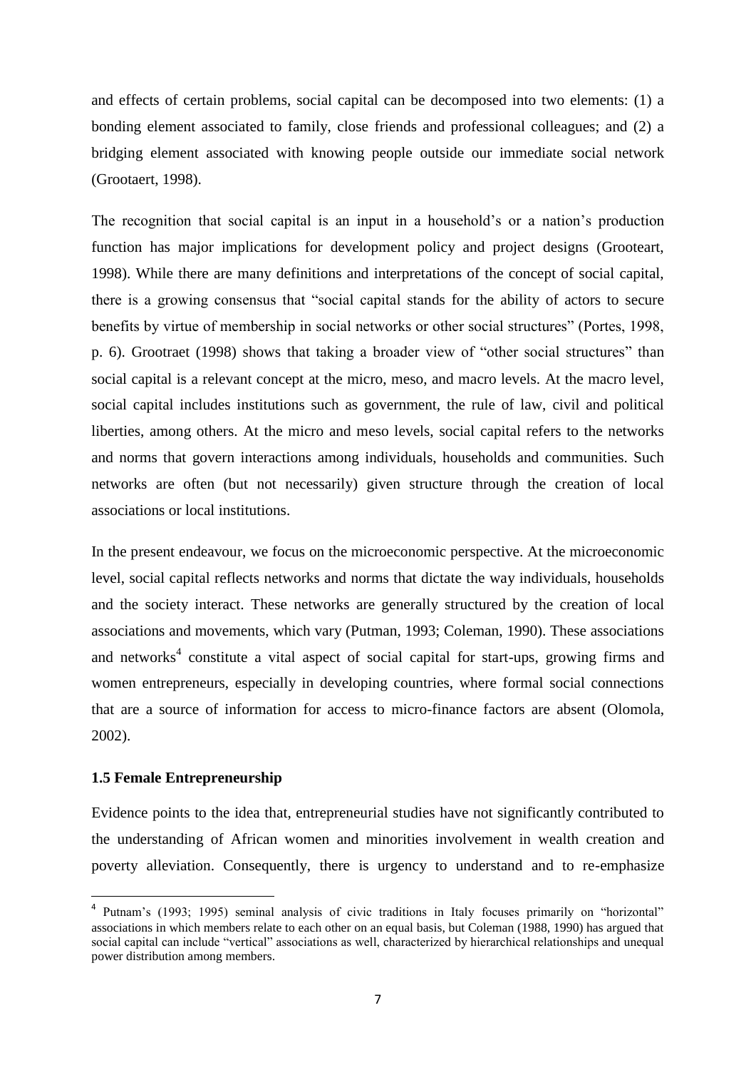and effects of certain problems, social capital can be decomposed into two elements: (1) a bonding element associated to family, close friends and professional colleagues; and (2) a bridging element associated with knowing people outside our immediate social network (Grootaert, 1998).

The recognition that social capital is an input in a household's or a nation's production function has major implications for development policy and project designs (Grooteart, 1998). While there are many definitions and interpretations of the concept of social capital, there is a growing consensus that "social capital stands for the ability of actors to secure benefits by virtue of membership in social networks or other social structures" (Portes, 1998, p. 6). Grootraet (1998) shows that taking a broader view of "other social structures" than social capital is a relevant concept at the micro, meso, and macro levels. At the macro level, social capital includes institutions such as government, the rule of law, civil and political liberties, among others. At the micro and meso levels, social capital refers to the networks and norms that govern interactions among individuals, households and communities. Such networks are often (but not necessarily) given structure through the creation of local associations or local institutions.

In the present endeavour, we focus on the microeconomic perspective. At the microeconomic level, social capital reflects networks and norms that dictate the way individuals, households and the society interact. These networks are generally structured by the creation of local associations and movements, which vary (Putman, 1993; Coleman, 1990). These associations and networks[4] constitute a vital aspect of social capital for start-ups, growing firms and women entrepreneurs, especially in developing countries, where formal social connections that are a source of information for access to micro-finance factors are absent (Olomola, 2002).

### 1.5 Female Entrepreneurship

Evidence points to the idea that, entrepreneurial studies have not significantly contributed to the understanding of African women and minorities involvement in wealth creation and poverty alleviation. Consequently, there is urgency to understand and to re-emphasize

---

[4] Putnam's (1993; 1995) seminal analysis of civic traditions in Italy focuses primarily on "horizontal" associations in which members relate to each other on an equal basis, but Coleman (1988, 1990) has argued that social capital can include "vertical" associations as well, characterized by hierarchical relationships and unequal power distribution among members.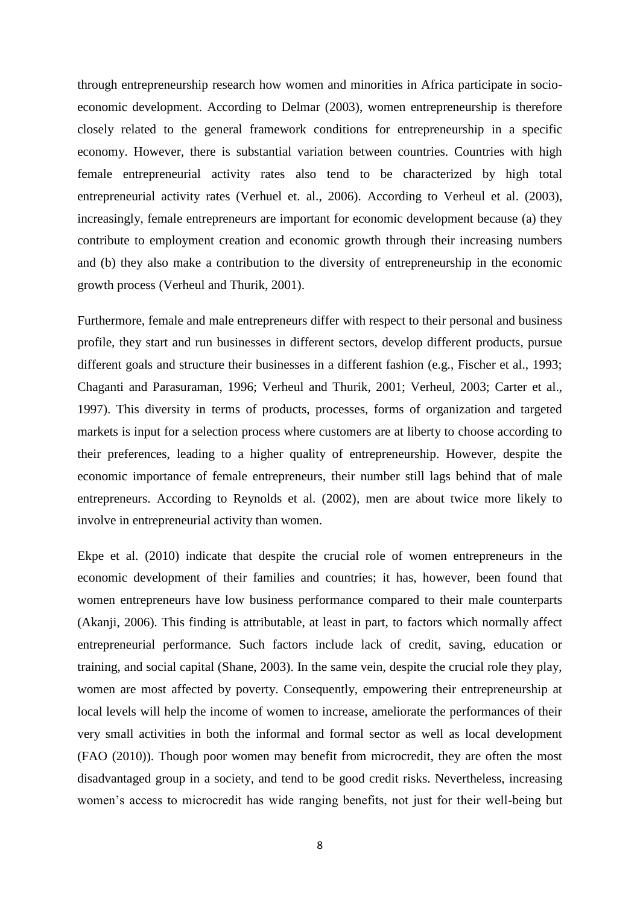through entrepreneurship research how women and minorities in Africa participate in socio-economic development. According to Delmar (2003), women entrepreneurship is therefore closely related to the general framework conditions for entrepreneurship in a specific economy. However, there is substantial variation between countries. Countries with high female entrepreneurial activity rates also tend to be characterized by high total entrepreneurial activity rates (Verhuel et. al., 2006). According to Verheul et al. (2003), increasingly, female entrepreneurs are important for economic development because (a) they contribute to employment creation and economic growth through their increasing numbers and (b) they also make a contribution to the diversity of entrepreneurship in the economic growth process (Verheul and Thurik, 2001).

Furthermore, female and male entrepreneurs differ with respect to their personal and business profile, they start and run businesses in different sectors, develop different products, pursue different goals and structure their businesses in a different fashion (e.g., Fischer et al., 1993; Chaganti and Parasuraman, 1996; Verheul and Thurik, 2001; Verheul, 2003; Carter et al., 1997). This diversity in terms of products, processes, forms of organization and targeted markets is input for a selection process where customers are at liberty to choose according to their preferences, leading to a higher quality of entrepreneurship. However, despite the economic importance of female entrepreneurs, their number still lags behind that of male entrepreneurs. According to Reynolds et al. (2002), men are about twice more likely to involve in entrepreneurial activity than women.

Ekpe et al. (2010) indicate that despite the crucial role of women entrepreneurs in the economic development of their families and countries; it has, however, been found that women entrepreneurs have low business performance compared to their male counterparts (Akanji, 2006). This finding is attributable, at least in part, to factors which normally affect entrepreneurial performance. Such factors include lack of credit, saving, education or training, and social capital (Shane, 2003). In the same vein, despite the crucial role they play, women are most affected by poverty. Consequently, empowering their entrepreneurship at local levels will help the income of women to increase, ameliorate the performances of their very small activities in both the informal and formal sector as well as local development (FAO (2010)). Though poor women may benefit from microcredit, they are often the most disadvantaged group in a society, and tend to be good credit risks. Nevertheless, increasing women's access to microcredit has wide ranging benefits, not just for their well-being but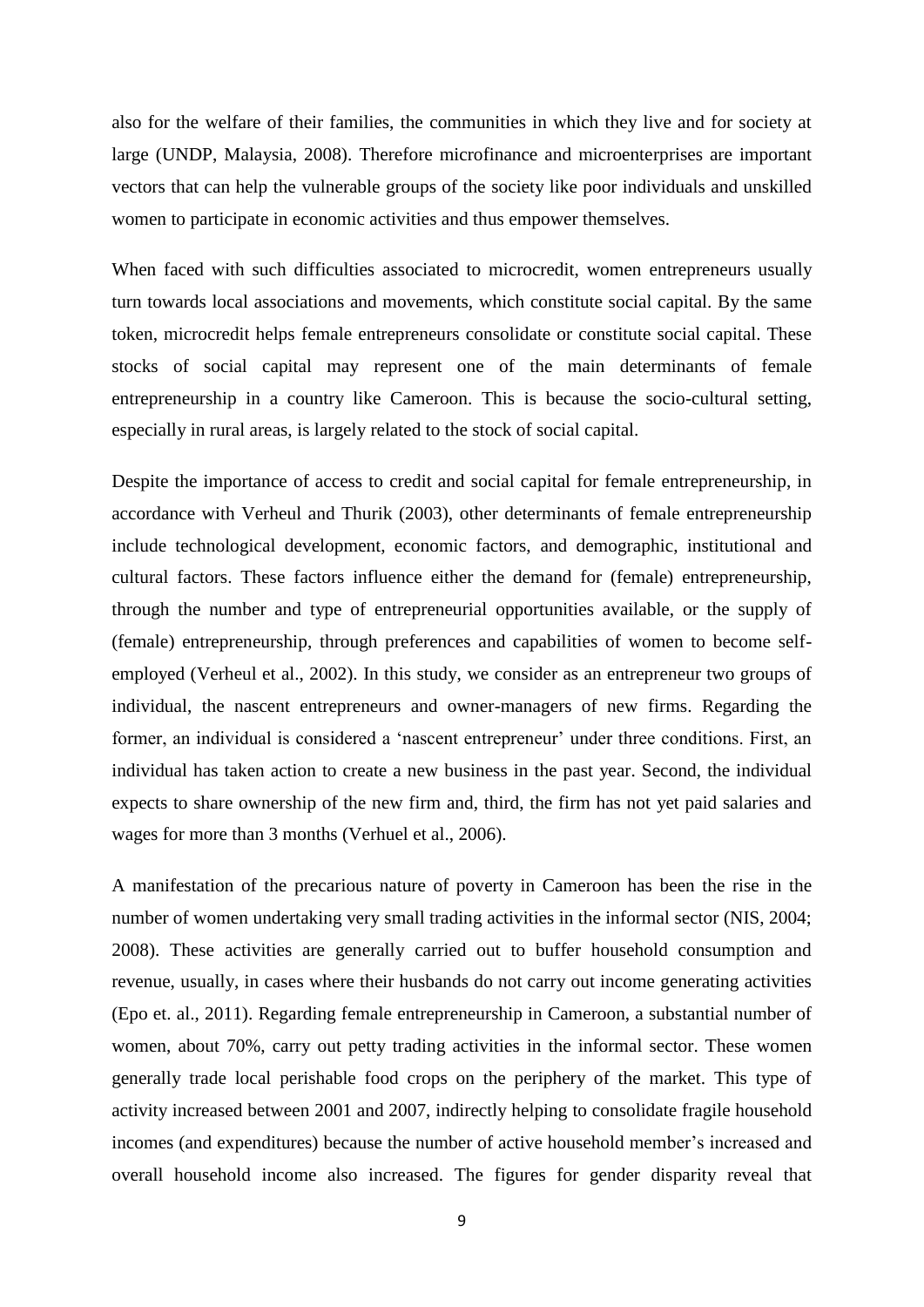also for the welfare of their families, the communities in which they live and for society at large (UNDP, Malaysia, 2008). Therefore microfinance and microenterprises are important vectors that can help the vulnerable groups of the society like poor individuals and unskilled women to participate in economic activities and thus empower themselves.

When faced with such difficulties associated to microcredit, women entrepreneurs usually turn towards local associations and movements, which constitute social capital. By the same token, microcredit helps female entrepreneurs consolidate or constitute social capital. These stocks of social capital may represent one of the main determinants of female entrepreneurship in a country like Cameroon. This is because the socio-cultural setting, especially in rural areas, is largely related to the stock of social capital.

Despite the importance of access to credit and social capital for female entrepreneurship, in accordance with Verheul and Thurik (2003), other determinants of female entrepreneurship include technological development, economic factors, and demographic, institutional and cultural factors. These factors influence either the demand for (female) entrepreneurship, through the number and type of entrepreneurial opportunities available, or the supply of (female) entrepreneurship, through preferences and capabilities of women to become self-employed (Verheul et al., 2002). In this study, we consider as an entrepreneur two groups of individual, the nascent entrepreneurs and owner-managers of new firms. Regarding the former, an individual is considered a 'nascent entrepreneur' under three conditions. First, an individual has taken action to create a new business in the past year. Second, the individual expects to share ownership of the new firm and, third, the firm has not yet paid salaries and wages for more than 3 months (Verhuel et al., 2006).

A manifestation of the precarious nature of poverty in Cameroon has been the rise in the number of women undertaking very small trading activities in the informal sector (NIS, 2004; 2008). These activities are generally carried out to buffer household consumption and revenue, usually, in cases where their husbands do not carry out income generating activities (Epo et. al., 2011). Regarding female entrepreneurship in Cameroon, a substantial number of women, about 70%, carry out petty trading activities in the informal sector. These women generally trade local perishable food crops on the periphery of the market. This type of activity increased between 2001 and 2007, indirectly helping to consolidate fragile household incomes (and expenditures) because the number of active household member's increased and overall household income also increased. The figures for gender disparity reveal that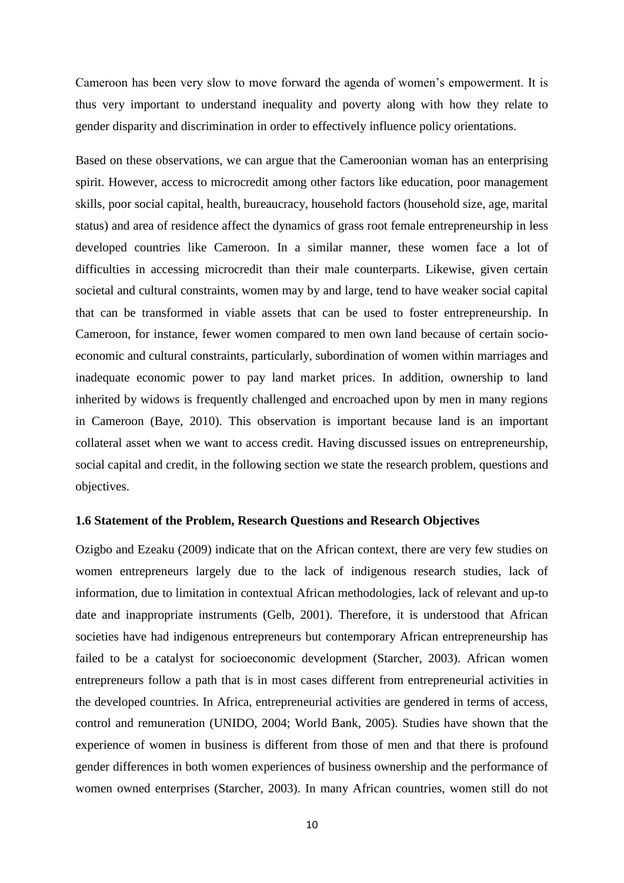Cameroon has been very slow to move forward the agenda of women's empowerment. It is thus very important to understand inequality and poverty along with how they relate to gender disparity and discrimination in order to effectively influence policy orientations.

Based on these observations, we can argue that the Cameroonian woman has an enterprising spirit. However, access to microcredit among other factors like education, poor management skills, poor social capital, health, bureaucracy, household factors (household size, age, marital status) and area of residence affect the dynamics of grass root female entrepreneurship in less developed countries like Cameroon. In a similar manner, these women face a lot of difficulties in accessing microcredit than their male counterparts. Likewise, given certain societal and cultural constraints, women may by and large, tend to have weaker social capital that can be transformed in viable assets that can be used to foster entrepreneurship. In Cameroon, for instance, fewer women compared to men own land because of certain socio-economic and cultural constraints, particularly, subordination of women within marriages and inadequate economic power to pay land market prices. In addition, ownership to land inherited by widows is frequently challenged and encroached upon by men in many regions in Cameroon (Baye, 2010). This observation is important because land is an important collateral asset when we want to access credit. Having discussed issues on entrepreneurship, social capital and credit, in the following section we state the research problem, questions and objectives.

### 1.6 Statement of the Problem, Research Questions and Research Objectives

Ozigbo and Ezeaku (2009) indicate that on the African context, there are very few studies on women entrepreneurs largely due to the lack of indigenous research studies, lack of information, due to limitation in contextual African methodologies, lack of relevant and up-to date and inappropriate instruments (Gelb, 2001). Therefore, it is understood that African societies have had indigenous entrepreneurs but contemporary African entrepreneurship has failed to be a catalyst for socioeconomic development (Starcher, 2003). African women entrepreneurs follow a path that is in most cases different from entrepreneurial activities in the developed countries. In Africa, entrepreneurial activities are gendered in terms of access, control and remuneration (UNIDO, 2004; World Bank, 2005). Studies have shown that the experience of women in business is different from those of men and that there is profound gender differences in both women experiences of business ownership and the performance of women owned enterprises (Starcher, 2003). In many African countries, women still do not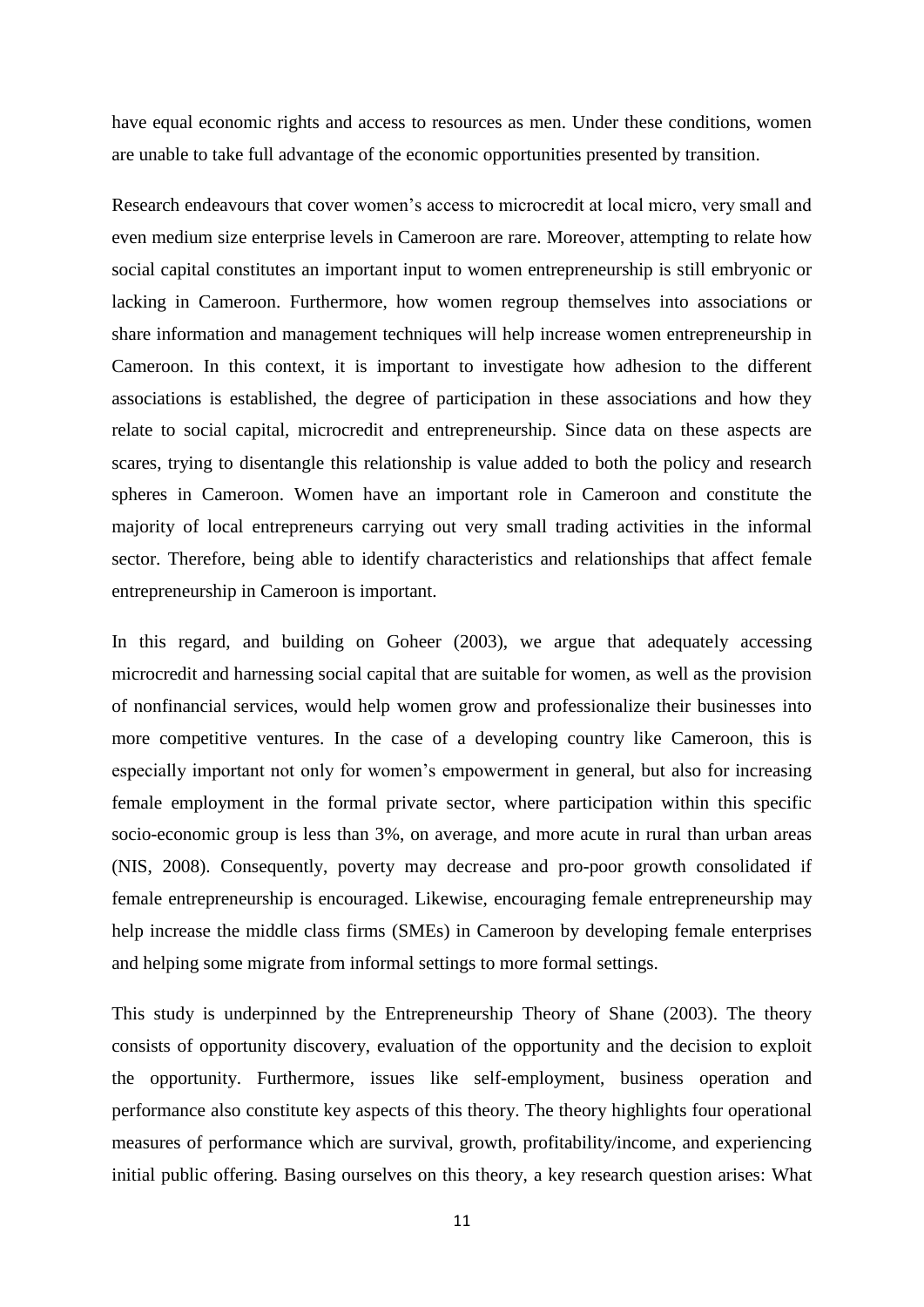have equal economic rights and access to resources as men. Under these conditions, women are unable to take full advantage of the economic opportunities presented by transition.

Research endeavours that cover women's access to microcredit at local micro, very small and even medium size enterprise levels in Cameroon are rare. Moreover, attempting to relate how social capital constitutes an important input to women entrepreneurship is still embryonic or lacking in Cameroon. Furthermore, how women regroup themselves into associations or share information and management techniques will help increase women entrepreneurship in Cameroon. In this context, it is important to investigate how adhesion to the different associations is established, the degree of participation in these associations and how they relate to social capital, microcredit and entrepreneurship. Since data on these aspects are scares, trying to disentangle this relationship is value added to both the policy and research spheres in Cameroon. Women have an important role in Cameroon and constitute the majority of local entrepreneurs carrying out very small trading activities in the informal sector. Therefore, being able to identify characteristics and relationships that affect female entrepreneurship in Cameroon is important.

In this regard, and building on Goheer (2003), we argue that adequately accessing microcredit and harnessing social capital that are suitable for women, as well as the provision of nonfinancial services, would help women grow and professionalize their businesses into more competitive ventures. In the case of a developing country like Cameroon, this is especially important not only for women's empowerment in general, but also for increasing female employment in the formal private sector, where participation within this specific socio-economic group is less than 3%, on average, and more acute in rural than urban areas (NIS, 2008). Consequently, poverty may decrease and pro-poor growth consolidated if female entrepreneurship is encouraged. Likewise, encouraging female entrepreneurship may help increase the middle class firms (SMEs) in Cameroon by developing female enterprises and helping some migrate from informal settings to more formal settings.

This study is underpinned by the Entrepreneurship Theory of Shane (2003). The theory consists of opportunity discovery, evaluation of the opportunity and the decision to exploit the opportunity. Furthermore, issues like self-employment, business operation and performance also constitute key aspects of this theory. The theory highlights four operational measures of performance which are survival, growth, profitability/income, and experiencing initial public offering. Basing ourselves on this theory, a key research question arises: What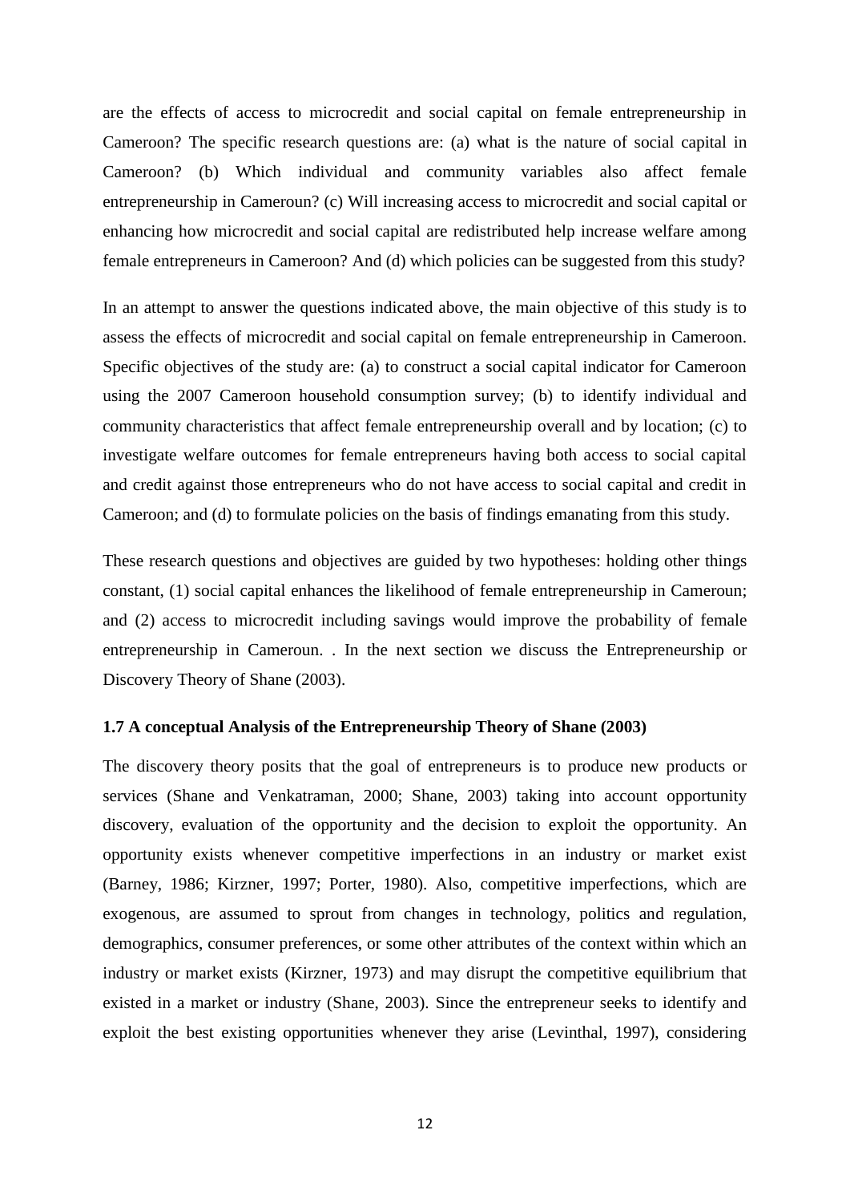are the effects of access to microcredit and social capital on female entrepreneurship in Cameroon? The specific research questions are: (a) what is the nature of social capital in Cameroon? (b) Which individual and community variables also affect female entrepreneurship in Cameroun? (c) Will increasing access to microcredit and social capital or enhancing how microcredit and social capital are redistributed help increase welfare among female entrepreneurs in Cameroon? And (d) which policies can be suggested from this study?

In an attempt to answer the questions indicated above, the main objective of this study is to assess the effects of microcredit and social capital on female entrepreneurship in Cameroon. Specific objectives of the study are: (a) to construct a social capital indicator for Cameroon using the 2007 Cameroon household consumption survey; (b) to identify individual and community characteristics that affect female entrepreneurship overall and by location; (c) to investigate welfare outcomes for female entrepreneurs having both access to social capital and credit against those entrepreneurs who do not have access to social capital and credit in Cameroon; and (d) to formulate policies on the basis of findings emanating from this study.

These research questions and objectives are guided by two hypotheses: holding other things constant, (1) social capital enhances the likelihood of female entrepreneurship in Cameroun; and (2) access to microcredit including savings would improve the probability of female entrepreneurship in Cameroun. . In the next section we discuss the Entrepreneurship or Discovery Theory of Shane (2003).

### 1.7 A conceptual Analysis of the Entrepreneurship Theory of Shane (2003)

The discovery theory posits that the goal of entrepreneurs is to produce new products or services (Shane and Venkatraman, 2000; Shane, 2003) taking into account opportunity discovery, evaluation of the opportunity and the decision to exploit the opportunity. An opportunity exists whenever competitive imperfections in an industry or market exist (Barney, 1986; Kirzner, 1997; Porter, 1980). Also, competitive imperfections, which are exogenous, are assumed to sprout from changes in technology, politics and regulation, demographics, consumer preferences, or some other attributes of the context within which an industry or market exists (Kirzner, 1973) and may disrupt the competitive equilibrium that existed in a market or industry (Shane, 2003). Since the entrepreneur seeks to identify and exploit the best existing opportunities whenever they arise (Levinthal, 1997), considering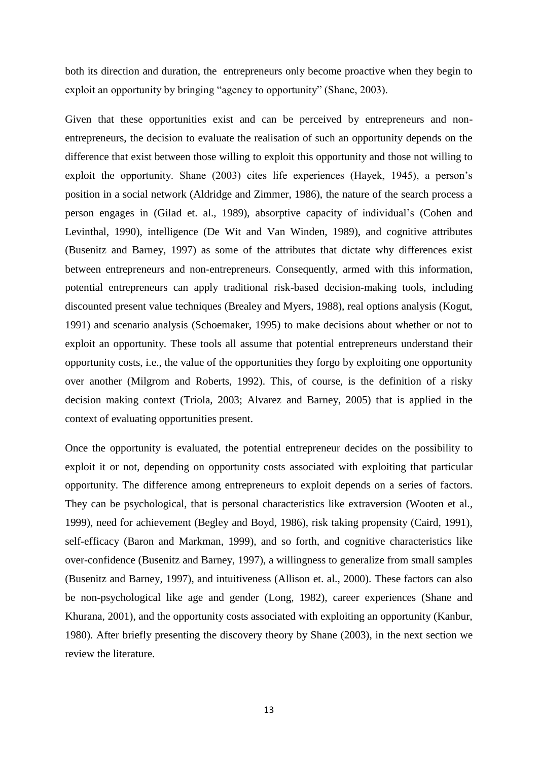both its direction and duration, the entrepreneurs only become proactive when they begin to exploit an opportunity by bringing "agency to opportunity" (Shane, 2003).

Given that these opportunities exist and can be perceived by entrepreneurs and non-entrepreneurs, the decision to evaluate the realisation of such an opportunity depends on the difference that exist between those willing to exploit this opportunity and those not willing to exploit the opportunity. Shane (2003) cites life experiences (Hayek, 1945), a person's position in a social network (Aldridge and Zimmer, 1986), the nature of the search process a person engages in (Gilad et. al., 1989), absorptive capacity of individual's (Cohen and Levinthal, 1990), intelligence (De Wit and Van Winden, 1989), and cognitive attributes (Busenitz and Barney, 1997) as some of the attributes that dictate why differences exist between entrepreneurs and non-entrepreneurs. Consequently, armed with this information, potential entrepreneurs can apply traditional risk-based decision-making tools, including discounted present value techniques (Brealey and Myers, 1988), real options analysis (Kogut, 1991) and scenario analysis (Schoemaker, 1995) to make decisions about whether or not to exploit an opportunity. These tools all assume that potential entrepreneurs understand their opportunity costs, i.e., the value of the opportunities they forgo by exploiting one opportunity over another (Milgrom and Roberts, 1992). This, of course, is the definition of a risky decision making context (Triola, 2003; Alvarez and Barney, 2005) that is applied in the context of evaluating opportunities present.

Once the opportunity is evaluated, the potential entrepreneur decides on the possibility to exploit it or not, depending on opportunity costs associated with exploiting that particular opportunity. The difference among entrepreneurs to exploit depends on a series of factors. They can be psychological, that is personal characteristics like extraversion (Wooten et al., 1999), need for achievement (Begley and Boyd, 1986), risk taking propensity (Caird, 1991), self-efficacy (Baron and Markman, 1999), and so forth, and cognitive characteristics like over-confidence (Busenitz and Barney, 1997), a willingness to generalize from small samples (Busenitz and Barney, 1997), and intuitiveness (Allison et. al., 2000). These factors can also be non-psychological like age and gender (Long, 1982), career experiences (Shane and Khurana, 2001), and the opportunity costs associated with exploiting an opportunity (Kanbur, 1980). After briefly presenting the discovery theory by Shane (2003), in the next section we review the literature.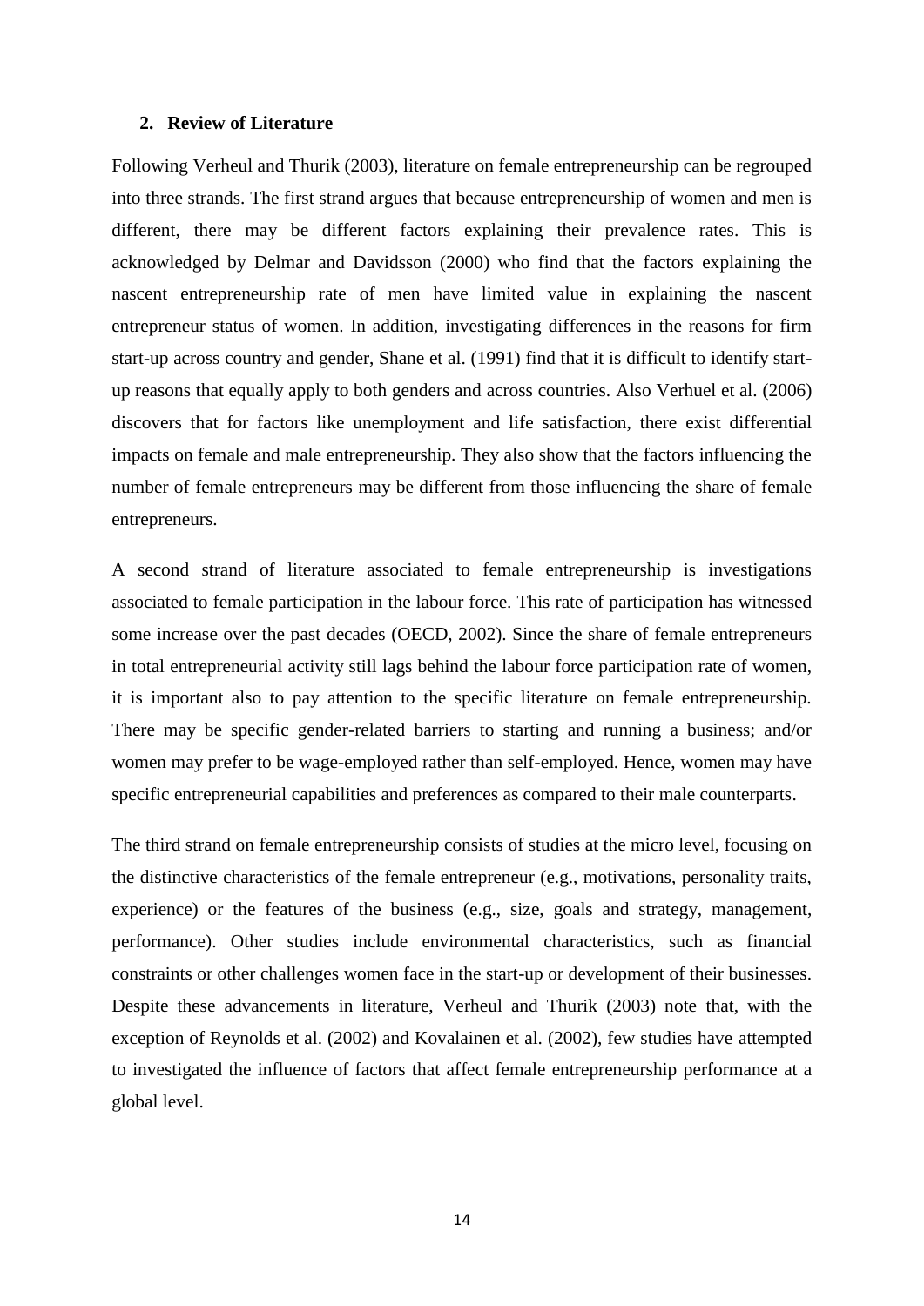## 2. Review of Literature

Following Verheul and Thurik (2003), literature on female entrepreneurship can be regrouped into three strands. The first strand argues that because entrepreneurship of women and men is different, there may be different factors explaining their prevalence rates. This is acknowledged by Delmar and Davidsson (2000) who find that the factors explaining the nascent entrepreneurship rate of men have limited value in explaining the nascent entrepreneur status of women. In addition, investigating differences in the reasons for firm start-up across country and gender, Shane et al. (1991) find that it is difficult to identify start-up reasons that equally apply to both genders and across countries. Also Verhuel et al. (2006) discovers that for factors like unemployment and life satisfaction, there exist differential impacts on female and male entrepreneurship. They also show that the factors influencing the number of female entrepreneurs may be different from those influencing the share of female entrepreneurs.

A second strand of literature associated to female entrepreneurship is investigations associated to female participation in the labour force. This rate of participation has witnessed some increase over the past decades (OECD, 2002). Since the share of female entrepreneurs in total entrepreneurial activity still lags behind the labour force participation rate of women, it is important also to pay attention to the specific literature on female entrepreneurship. There may be specific gender-related barriers to starting and running a business; and/or women may prefer to be wage-employed rather than self-employed. Hence, women may have specific entrepreneurial capabilities and preferences as compared to their male counterparts.

The third strand on female entrepreneurship consists of studies at the micro level, focusing on the distinctive characteristics of the female entrepreneur (e.g., motivations, personality traits, experience) or the features of the business (e.g., size, goals and strategy, management, performance). Other studies include environmental characteristics, such as financial constraints or other challenges women face in the start-up or development of their businesses. Despite these advancements in literature, Verheul and Thurik (2003) note that, with the exception of Reynolds et al. (2002) and Kovalainen et al. (2002), few studies have attempted to investigated the influence of factors that affect female entrepreneurship performance at a global level.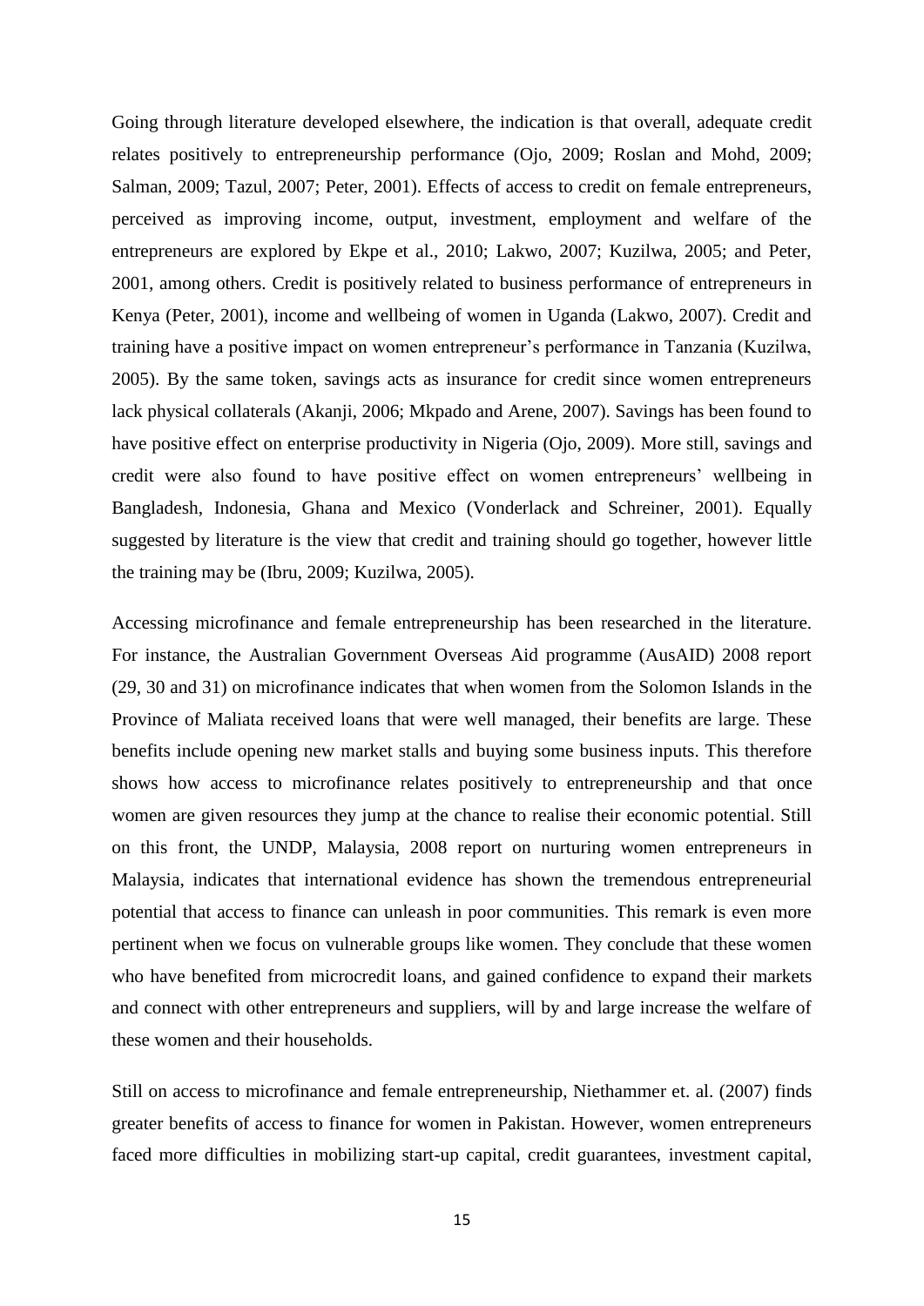Going through literature developed elsewhere, the indication is that overall, adequate credit relates positively to entrepreneurship performance (Ojo, 2009; Roslan and Mohd, 2009; Salman, 2009; Tazul, 2007; Peter, 2001). Effects of access to credit on female entrepreneurs, perceived as improving income, output, investment, employment and welfare of the entrepreneurs are explored by Ekpe et al., 2010; Lakwo, 2007; Kuzilwa, 2005; and Peter, 2001, among others. Credit is positively related to business performance of entrepreneurs in Kenya (Peter, 2001), income and wellbeing of women in Uganda (Lakwo, 2007). Credit and training have a positive impact on women entrepreneur's performance in Tanzania (Kuzilwa, 2005). By the same token, savings acts as insurance for credit since women entrepreneurs lack physical collaterals (Akanji, 2006; Mkpado and Arene, 2007). Savings has been found to have positive effect on enterprise productivity in Nigeria (Ojo, 2009). More still, savings and credit were also found to have positive effect on women entrepreneurs' wellbeing in Bangladesh, Indonesia, Ghana and Mexico (Vonderlack and Schreiner, 2001). Equally suggested by literature is the view that credit and training should go together, however little the training may be (Ibru, 2009; Kuzilwa, 2005).

Accessing microfinance and female entrepreneurship has been researched in the literature. For instance, the Australian Government Overseas Aid programme (AusAID) 2008 report (29, 30 and 31) on microfinance indicates that when women from the Solomon Islands in the Province of Maliata received loans that were well managed, their benefits are large. These benefits include opening new market stalls and buying some business inputs. This therefore shows how access to microfinance relates positively to entrepreneurship and that once women are given resources they jump at the chance to realise their economic potential. Still on this front, the UNDP, Malaysia, 2008 report on nurturing women entrepreneurs in Malaysia, indicates that international evidence has shown the tremendous entrepreneurial potential that access to finance can unleash in poor communities. This remark is even more pertinent when we focus on vulnerable groups like women. They conclude that these women who have benefited from microcredit loans, and gained confidence to expand their markets and connect with other entrepreneurs and suppliers, will by and large increase the welfare of these women and their households.

Still on access to microfinance and female entrepreneurship, Niethammer et. al. (2007) finds greater benefits of access to finance for women in Pakistan. However, women entrepreneurs faced more difficulties in mobilizing start-up capital, credit guarantees, investment capital,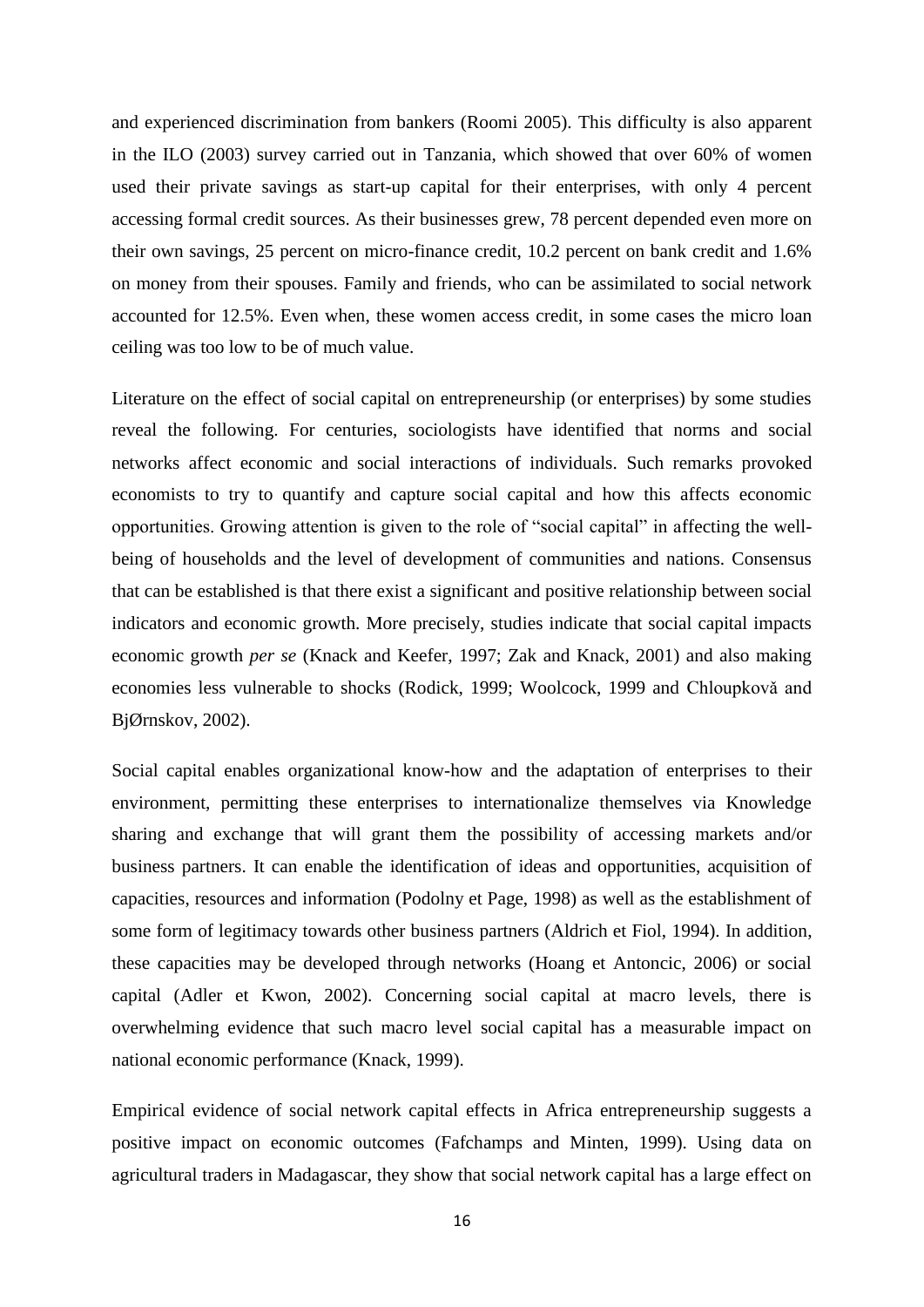and experienced discrimination from bankers (Roomi 2005). This difficulty is also apparent in the ILO (2003) survey carried out in Tanzania, which showed that over 60% of women used their private savings as start-up capital for their enterprises, with only 4 percent accessing formal credit sources. As their businesses grew, 78 percent depended even more on their own savings, 25 percent on micro-finance credit, 10.2 percent on bank credit and 1.6% on money from their spouses. Family and friends, who can be assimilated to social network accounted for 12.5%. Even when, these women access credit, in some cases the micro loan ceiling was too low to be of much value.

Literature on the effect of social capital on entrepreneurship (or enterprises) by some studies reveal the following. For centuries, sociologists have identified that norms and social networks affect economic and social interactions of individuals. Such remarks provoked economists to try to quantify and capture social capital and how this affects economic opportunities. Growing attention is given to the role of "social capital" in affecting the well-being of households and the level of development of communities and nations. Consensus that can be established is that there exist a significant and positive relationship between social indicators and economic growth. More precisely, studies indicate that social capital impacts economic growth *per se* (Knack and Keefer, 1997; Zak and Knack, 2001) and also making economies less vulnerable to shocks (Rodick, 1999; Woolcock, 1999 and Chloupkovǎ and BjØrnskov, 2002).

Social capital enables organizational know-how and the adaptation of enterprises to their environment, permitting these enterprises to internationalize themselves via Knowledge sharing and exchange that will grant them the possibility of accessing markets and/or business partners. It can enable the identification of ideas and opportunities, acquisition of capacities, resources and information (Podolny et Page, 1998) as well as the establishment of some form of legitimacy towards other business partners (Aldrich et Fiol, 1994). In addition, these capacities may be developed through networks (Hoang et Antoncic, 2006) or social capital (Adler et Kwon, 2002). Concerning social capital at macro levels, there is overwhelming evidence that such macro level social capital has a measurable impact on national economic performance (Knack, 1999).

Empirical evidence of social network capital effects in Africa entrepreneurship suggests a positive impact on economic outcomes (Fafchamps and Minten, 1999). Using data on agricultural traders in Madagascar, they show that social network capital has a large effect on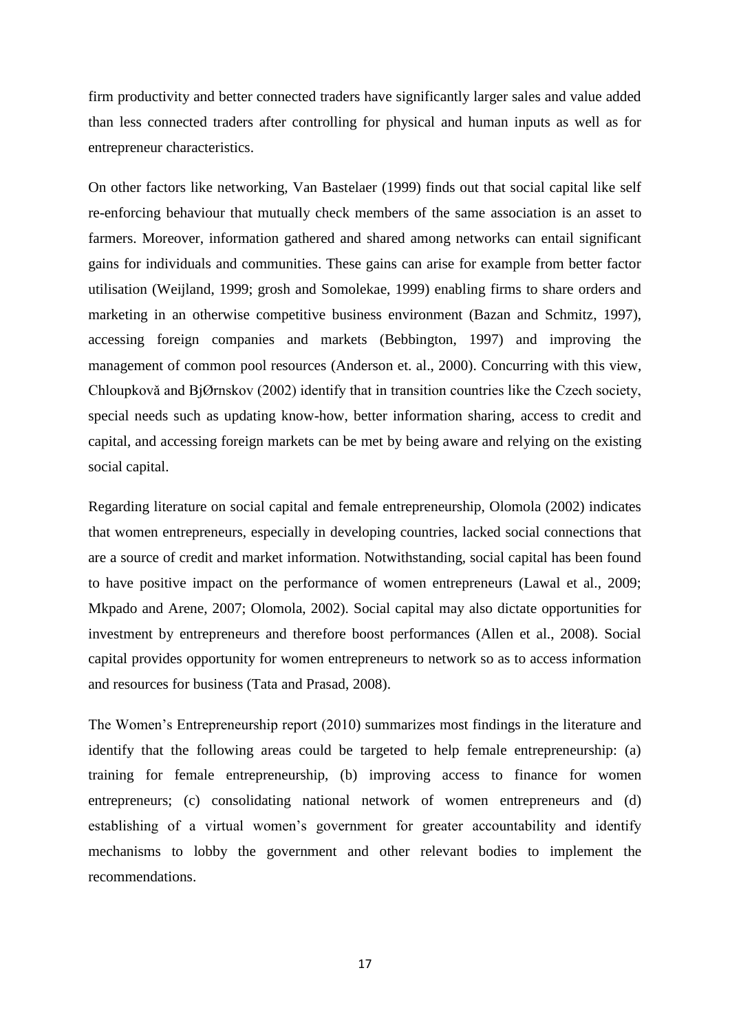firm productivity and better connected traders have significantly larger sales and value added than less connected traders after controlling for physical and human inputs as well as for entrepreneur characteristics.

On other factors like networking, Van Bastelaer (1999) finds out that social capital like self re-enforcing behaviour that mutually check members of the same association is an asset to farmers. Moreover, information gathered and shared among networks can entail significant gains for individuals and communities. These gains can arise for example from better factor utilisation (Weijland, 1999; grosh and Somolekae, 1999) enabling firms to share orders and marketing in an otherwise competitive business environment (Bazan and Schmitz, 1997), accessing foreign companies and markets (Bebbington, 1997) and improving the management of common pool resources (Anderson et. al., 2000). Concurring with this view, Chloupkovă and BjØrnskov (2002) identify that in transition countries like the Czech society, special needs such as updating know-how, better information sharing, access to credit and capital, and accessing foreign markets can be met by being aware and relying on the existing social capital.

Regarding literature on social capital and female entrepreneurship, Olomola (2002) indicates that women entrepreneurs, especially in developing countries, lacked social connections that are a source of credit and market information. Notwithstanding, social capital has been found to have positive impact on the performance of women entrepreneurs (Lawal et al., 2009; Mkpado and Arene, 2007; Olomola, 2002). Social capital may also dictate opportunities for investment by entrepreneurs and therefore boost performances (Allen et al., 2008). Social capital provides opportunity for women entrepreneurs to network so as to access information and resources for business (Tata and Prasad, 2008).

The Women's Entrepreneurship report (2010) summarizes most findings in the literature and identify that the following areas could be targeted to help female entrepreneurship: (a) training for female entrepreneurship, (b) improving access to finance for women entrepreneurs; (c) consolidating national network of women entrepreneurs and (d) establishing of a virtual women's government for greater accountability and identify mechanisms to lobby the government and other relevant bodies to implement the recommendations.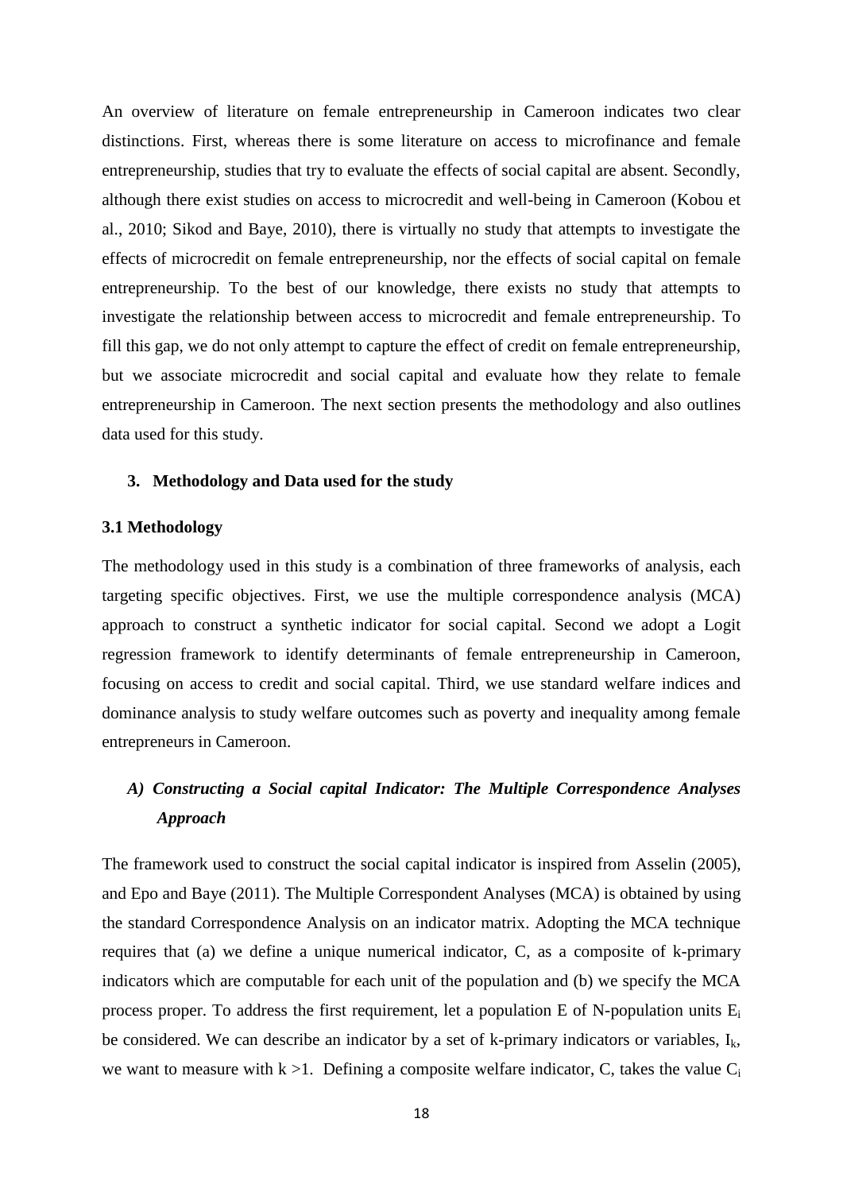An overview of literature on female entrepreneurship in Cameroon indicates two clear distinctions. First, whereas there is some literature on access to microfinance and female entrepreneurship, studies that try to evaluate the effects of social capital are absent. Secondly, although there exist studies on access to microcredit and well-being in Cameroon (Kobou et al., 2010; Sikod and Baye, 2010), there is virtually no study that attempts to investigate the effects of microcredit on female entrepreneurship, nor the effects of social capital on female entrepreneurship. To the best of our knowledge, there exists no study that attempts to investigate the relationship between access to microcredit and female entrepreneurship. To fill this gap, we do not only attempt to capture the effect of credit on female entrepreneurship, but we associate microcredit and social capital and evaluate how they relate to female entrepreneurship in Cameroon. The next section presents the methodology and also outlines data used for this study.

## 3. Methodology and Data used for the study

### 3.1 Methodology

The methodology used in this study is a combination of three frameworks of analysis, each targeting specific objectives. First, we use the multiple correspondence analysis (MCA) approach to construct a synthetic indicator for social capital. Second we adopt a Logit regression framework to identify determinants of female entrepreneurship in Cameroon, focusing on access to credit and social capital. Third, we use standard welfare indices and dominance analysis to study welfare outcomes such as poverty and inequality among female entrepreneurs in Cameroon.

#### *A) Constructing a Social capital Indicator: The Multiple Correspondence Analyses Approach*

The framework used to construct the social capital indicator is inspired from Asselin (2005), and Epo and Baye (2011). The Multiple Correspondent Analyses (MCA) is obtained by using the standard Correspondence Analysis on an indicator matrix. Adopting the MCA technique requires that (a) we define a unique numerical indicator, C, as a composite of k-primary indicators which are computable for each unit of the population and (b) we specify the MCA process proper. To address the first requirement, let a population E of N-population units $E_i$ be considered. We can describe an indicator by a set of k-primary indicators or variables, $I_k$, we want to measure with $k > 1$. Defining a composite welfare indicator, C, takes the value $C_i$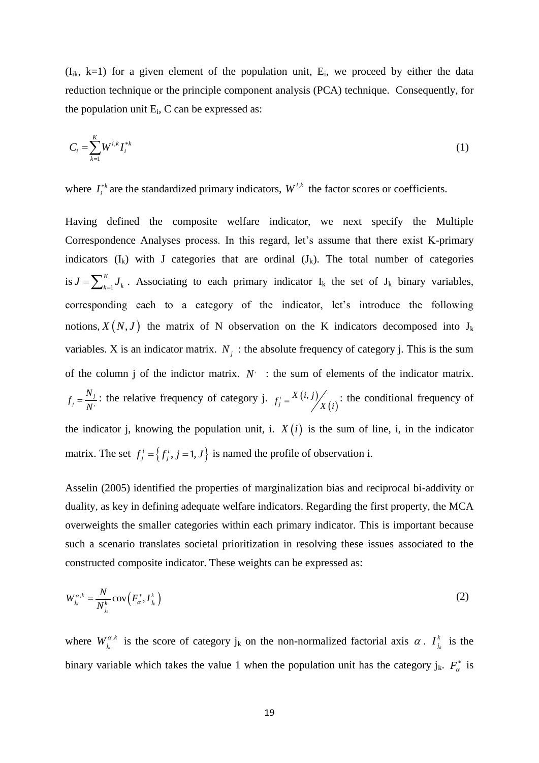($I_{ik}$, k=1) for a given element of the population unit, $E_i$, we proceed by either the data reduction technique or the principle component analysis (PCA) technique. Consequently, for the population unit $E_i$, C can be expressed as:

$$C_i = \sum_{k=1}^{K} W^{i,k} I_i^{*k} \tag{1}$$

where $I_i^{*k}$ are the standardized primary indicators, $W^{i,k}$ the factor scores or coefficients.

Having defined the composite welfare indicator, we next specify the Multiple Correspondence Analyses process. In this regard, let's assume that there exist K-primary indicators ($I_k$) with J categories that are ordinal ($J_k$). The total number of categories is $J = \sum_{k=1}^{K} J_k$. Associating to each primary indicator $I_k$ the set of $J_k$ binary variables, corresponding each to a category of the indicator, let's introduce the following notions, $X(N,J)$ the matrix of N observation on the K indicators decomposed into $J_k$ variables. X is an indicator matrix. $N_j$ : the absolute frequency of category j. This is the sum of the column j of the indictor matrix. $N^{\cdot}$ : the sum of elements of the indicator matrix. $f_j = \frac{N_j}{N^{\cdot}}$: the relative frequency of category j. $f_j^i = X(i,j) \big/ X(i)$: the conditional frequency of the indicator j, knowing the population unit, i. $X(i)$ is the sum of line, i, in the indicator matrix. The set $f_j^i = \{ f_j^i, j = 1, J \}$ is named the profile of observation i.

Asselin (2005) identified the properties of marginalization bias and reciprocal bi-addivity or duality, as key in defining adequate welfare indicators. Regarding the first property, the MCA overweights the smaller categories within each primary indicator. This is important because such a scenario translates societal prioritization in resolving these issues associated to the constructed composite indicator. These weights can be expressed as:

$$W_{j_k}^{\alpha,k} = \frac{N}{N_{j_k}^{k}} \operatorname{cov}\left(F_\alpha^*, I_{j_k}^k\right) \tag{2}$$

where $W_{j_k}^{\alpha,k}$ is the score of category $j_k$ on the non-normalized factorial axis $\alpha$. $I_{j_k}^k$ is the binary variable which takes the value 1 when the population unit has the category $j_k$. $F_\alpha^*$ is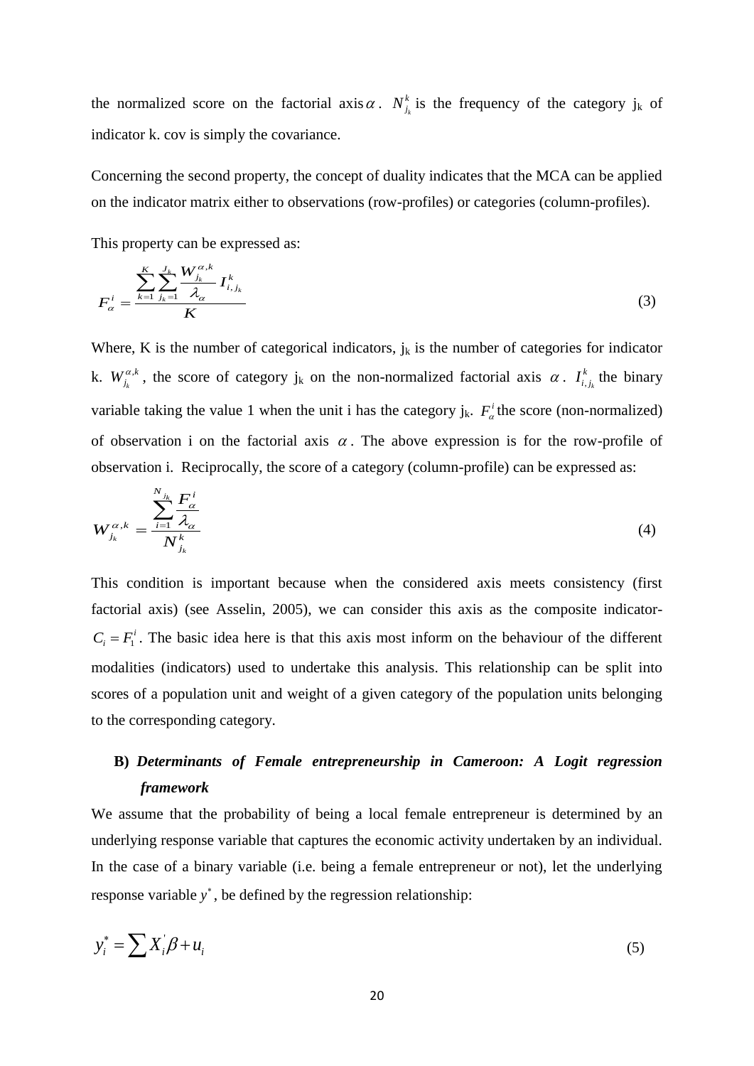the normalized score on the factorial axis $\alpha$. $N_{j_k}^k$ is the frequency of the category $j_k$ of indicator k. cov is simply the covariance.

Concerning the second property, the concept of duality indicates that the MCA can be applied on the indicator matrix either to observations (row-profiles) or categories (column-profiles).

This property can be expressed as:

$$F_\alpha^i = \frac{\sum_{k=1}^{K} \sum_{j_k=1}^{J_k} \frac{W_{j_k}^{\alpha,k}}{\lambda_\alpha} I_{i,j_k}^k}{K} \tag{3}$$

Where, K is the number of categorical indicators, $j_k$ is the number of categories for indicator k. $W_{j_k}^{\alpha,k}$, the score of category $j_k$ on the non-normalized factorial axis $\alpha$. $I_{i,j_k}^k$ the binary variable taking the value 1 when the unit i has the category $j_k$. $F_\alpha^i$ the score (non-normalized) of observation i on the factorial axis $\alpha$. The above expression is for the row-profile of observation i. Reciprocally, the score of a category (column-profile) can be expressed as:

$$W_{j_k}^{\alpha,k} = \frac{\sum_{i=1}^{N_{j_k}} \frac{F_\alpha^i}{\lambda_\alpha}}{N_{j_k}^k} \tag{4}$$

This condition is important because when the considered axis meets consistency (first factorial axis) (see Asselin, 2005), we can consider this axis as the composite indicator- $C_i = F_1^i$. The basic idea here is that this axis most inform on the behaviour of the different modalities (indicators) used to undertake this analysis. This relationship can be split into scores of a population unit and weight of a given category of the population units belonging to the corresponding category.

## B) *Determinants of Female entrepreneurship in Cameroon: A Logit regression framework*

We assume that the probability of being a local female entrepreneur is determined by an underlying response variable that captures the economic activity undertaken by an individual. In the case of a binary variable (i.e. being a female entrepreneur or not), let the underlying response variable $y^*$, be defined by the regression relationship:

$$y_i^* = \sum X_i^{'} \beta + u_i \tag{5}$$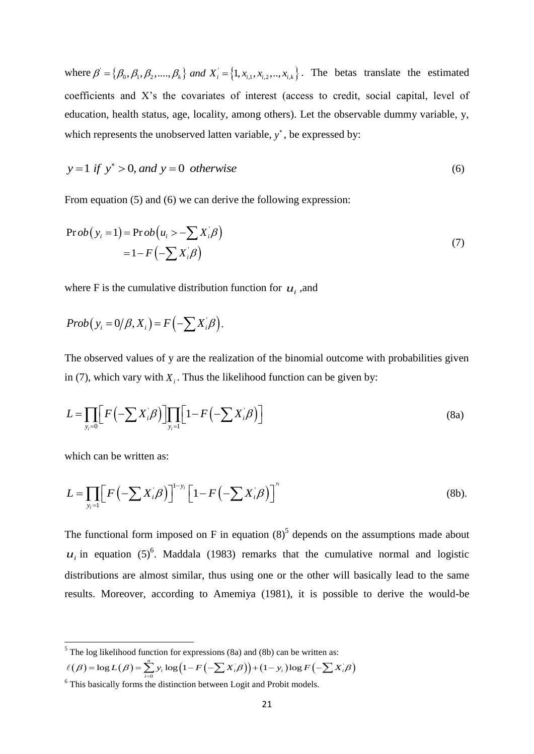where $\beta' = \{\beta_0, \beta_1, \beta_2, ...., \beta_k\}$ *and* $X_i' = \{1, x_{i,1}, x_{i,2}, .., x_{i,k}\}$. The betas translate the estimated coefficients and X's the covariates of interest (access to credit, social capital, level of education, health status, age, locality, among others). Let the observable dummy variable, y, which represents the unobserved latten variable, $y^*$, be expressed by:

$$y = 1 \text{ } if \text{ } y^* > 0, and \text{ } y = 0 \text{ } otherwise \tag{6}$$

From equation (5) and (6) we can derive the following expression:

$$\begin{aligned} \Pr ob(y_i = 1) &= \Pr ob\left(u_i > -\sum X_i'\beta\right) \\ &= 1 - F\left(-\sum X_i'\beta\right) \end{aligned} \tag{7}$$

where F is the cumulative distribution function for $u_i$ ,and

$$Prob\left(y_i = 0/\beta, X_i\right) = F\left(-\sum X_i'\beta\right).$$

The observed values of y are the realization of the binomial outcome with probabilities given in (7), which vary with $X_i$. Thus the likelihood function can be given by:

$$L = \prod_{y_i=0}\left[F\left(-\sum X_i'\beta\right)\right]\prod_{y_i=1}\left[1 - F\left(-\sum X_i'\beta\right)\right] \tag{8a}$$

which can be written as:

$$L = \prod_{y_i=1}\left[F\left(-\sum X_i'\beta\right)\right]^{1-y_i}\left[1 - F\left(-\sum X_i'\beta\right)\right]^{y_i} \tag{8b}$$

The functional form imposed on F in equation (8)[5] depends on the assumptions made about $u_i$ in equation (5)[6]. Maddala (1983) remarks that the cumulative normal and logistic distributions are almost similar, thus using one or the other will basically lead to the same results. Moreover, according to Amemiya (1981), it is possible to derive the would-be

---

[5] The log likelihood function for expressions (8a) and (8b) can be written as:

$$\ell(\beta) = \log L(\beta) = \sum_{i=0}^{n} y_i \log\left(1 - F\left(-\sum X_i'\beta\right)\right) + (1 - y_i)\log F\left(-\sum X_i'\beta\right)$$

[6] This basically forms the distinction between Logit and Probit models.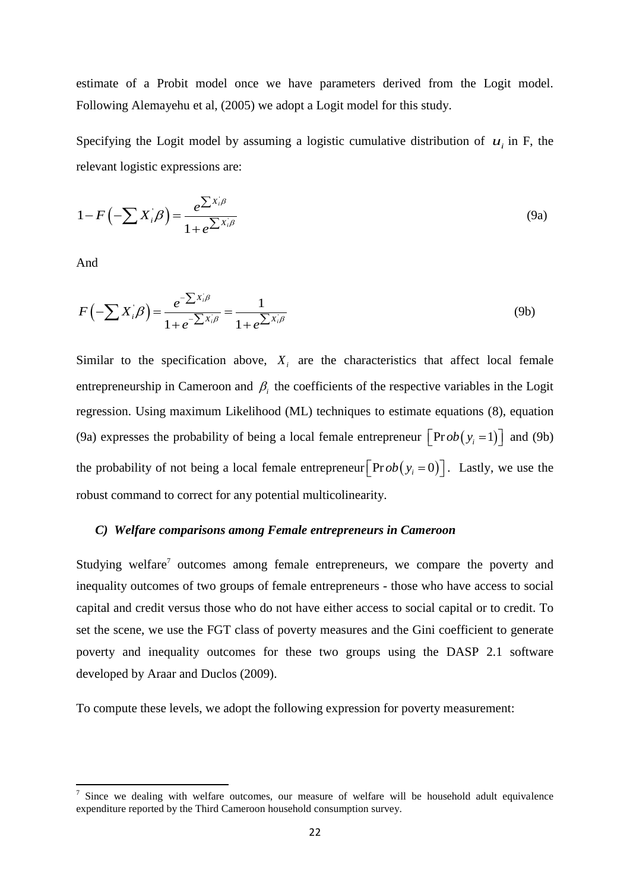estimate of a Probit model once we have parameters derived from the Logit model. Following Alemayehu et al, (2005) we adopt a Logit model for this study.

Specifying the Logit model by assuming a logistic cumulative distribution of $u_i$ in F, the relevant logistic expressions are:

$$1-F\left(-\sum X_i^{'}\beta\right)=\frac{e^{\sum X_i^{'}\beta}}{1+e^{\sum X_i^{'}\beta}} \tag{9a}$$

And

$$F\left(-\sum X_i^{'}\beta\right)=\frac{e^{-\sum X_i^{'}\beta}}{1+e^{-\sum X_i^{'}\beta}}=\frac{1}{1+e^{\sum X_i^{'}\beta}} \tag{9b}$$

Similar to the specification above, $X_i$ are the characteristics that affect local female entrepreneurship in Cameroon and $\beta_i$ the coefficients of the respective variables in the Logit regression. Using maximum Likelihood (ML) techniques to estimate equations (8), equation (9a) expresses the probability of being a local female entrepreneur $\left[\Pr ob\left(y_i=1\right)\right]$ and (9b) the probability of not being a local female entrepreneur $\left[\Pr ob\left(y_i=0\right)\right]$. Lastly, we use the robust command to correct for any potential multicolinearity.

### *C) Welfare comparisons among Female entrepreneurs in Cameroon*

Studying welfare[7] outcomes among female entrepreneurs, we compare the poverty and inequality outcomes of two groups of female entrepreneurs - those who have access to social capital and credit versus those who do not have either access to social capital or to credit. To set the scene, we use the FGT class of poverty measures and the Gini coefficient to generate poverty and inequality outcomes for these two groups using the DASP 2.1 software developed by Araar and Duclos (2009).

To compute these levels, we adopt the following expression for poverty measurement:

[7] Since we dealing with welfare outcomes, our measure of welfare will be household adult equivalence expenditure reported by the Third Cameroon household consumption survey.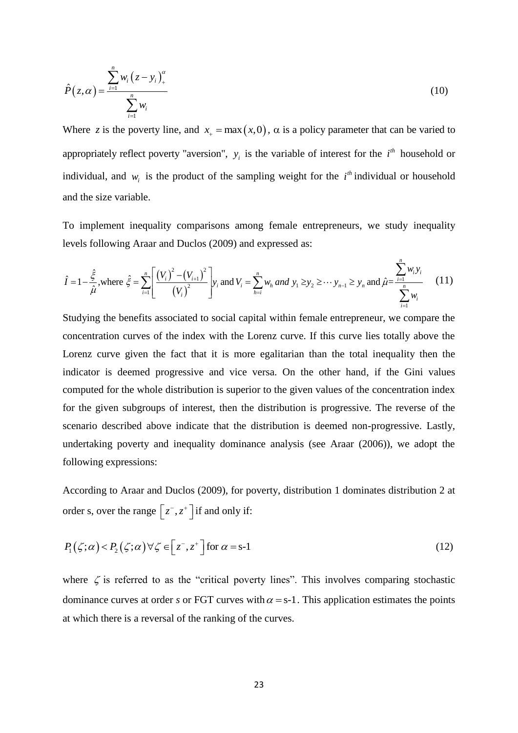$$\hat{P}(z,\alpha) = \frac{\sum_{i=1}^{n} w_i \left(z - y_i\right)_+^{\alpha}}{\sum_{i=1}^{n} w_i} \tag{10}$$

Where $z$ is the poverty line, and $x_+ = \max(x,0)$, $\alpha$ is a policy parameter that can be varied to appropriately reflect poverty "aversion", $y_i$ is the variable of interest for the $i^{th}$ household or individual, and $w_i$ is the product of the sampling weight for the $i^{th}$ individual or household and the size variable.

To implement inequality comparisons among female entrepreneurs, we study inequality levels following Araar and Duclos (2009) and expressed as:

$$\hat{I} = 1 - \frac{\hat{\xi}}{\hat{\mu}}, \text{where } \hat{\xi} = \sum_{i=1}^{n} \left[ \frac{\left(V_i\right)^2 - \left(V_{i+1}\right)^2}{\left(V_i\right)^2} \right] y_i \text{ and } V_i = \sum_{h=i}^{n} w_h \text{ and } y_1 \geq y_2 \geq \cdots y_{n-1} \geq y_n \text{ and } \hat{\mu} = \frac{\sum_{i=1}^{n} w_i y_i}{\sum_{i=1}^{n} w_i} \tag{11}$$

Studying the benefits associated to social capital within female entrepreneur, we compare the concentration curves of the index with the Lorenz curve. If this curve lies totally above the Lorenz curve given the fact that it is more egalitarian than the total inequality then the indicator is deemed progressive and vice versa. On the other hand, if the Gini values computed for the whole distribution is superior to the given values of the concentration index for the given subgroups of interest, then the distribution is progressive. The reverse of the scenario described above indicate that the distribution is deemed non-progressive. Lastly, undertaking poverty and inequality dominance analysis (see Araar (2006)), we adopt the following expressions:

According to Araar and Duclos (2009), for poverty, distribution 1 dominates distribution 2 at order s, over the range $\left[z^-, z^+\right]$ if and only if:

$$P_1(\zeta;\alpha) < P_2(\zeta;\alpha) \forall \zeta \in \left[z^-, z^+\right] \text{ for } \alpha = \text{s-1} \tag{12}$$

where $\zeta$ is referred to as the "critical poverty lines". This involves comparing stochastic dominance curves at order *s* or FGT curves with $\alpha = \text{s-1}$. This application estimates the points at which there is a reversal of the ranking of the curves.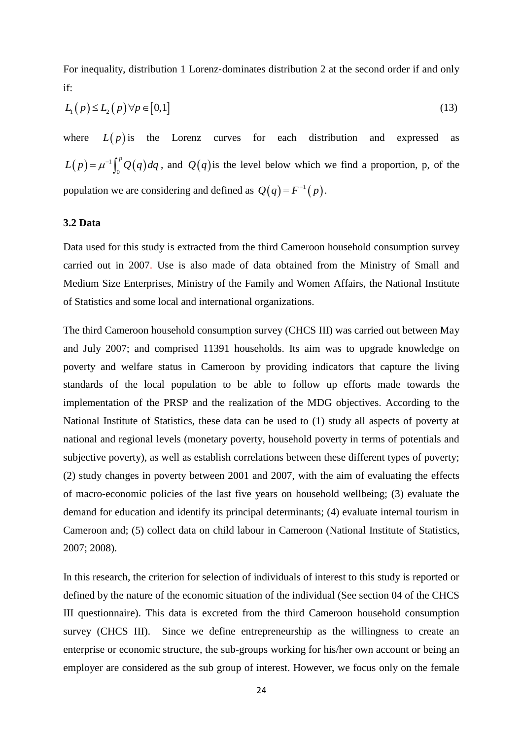For inequality, distribution 1 Lorenz-dominates distribution 2 at the second order if and only if:

$$L_1(p) \leq L_2(p) \forall p \in [0,1] \tag{13}$$

where $L(p)$ is the Lorenz curves for each distribution and expressed as $L(p) = \mu^{-1}\int_0^p Q(q)dq$, and $Q(q)$ is the level below which we find a proportion, p, of the population we are considering and defined as $Q(q) = F^{-1}(p)$.

### 3.2 Data

Data used for this study is extracted from the third Cameroon household consumption survey carried out in 2007. Use is also made of data obtained from the Ministry of Small and Medium Size Enterprises, Ministry of the Family and Women Affairs, the National Institute of Statistics and some local and international organizations.

The third Cameroon household consumption survey (CHCS III) was carried out between May and July 2007; and comprised 11391 households. Its aim was to upgrade knowledge on poverty and welfare status in Cameroon by providing indicators that capture the living standards of the local population to be able to follow up efforts made towards the implementation of the PRSP and the realization of the MDG objectives. According to the National Institute of Statistics, these data can be used to (1) study all aspects of poverty at national and regional levels (monetary poverty, household poverty in terms of potentials and subjective poverty), as well as establish correlations between these different types of poverty; (2) study changes in poverty between 2001 and 2007, with the aim of evaluating the effects of macro-economic policies of the last five years on household wellbeing; (3) evaluate the demand for education and identify its principal determinants; (4) evaluate internal tourism in Cameroon and; (5) collect data on child labour in Cameroon (National Institute of Statistics, 2007; 2008).

In this research, the criterion for selection of individuals of interest to this study is reported or defined by the nature of the economic situation of the individual (See section 04 of the CHCS III questionnaire). This data is excreted from the third Cameroon household consumption survey (CHCS III). Since we define entrepreneurship as the willingness to create an enterprise or economic structure, the sub-groups working for his/her own account or being an employer are considered as the sub group of interest. However, we focus only on the female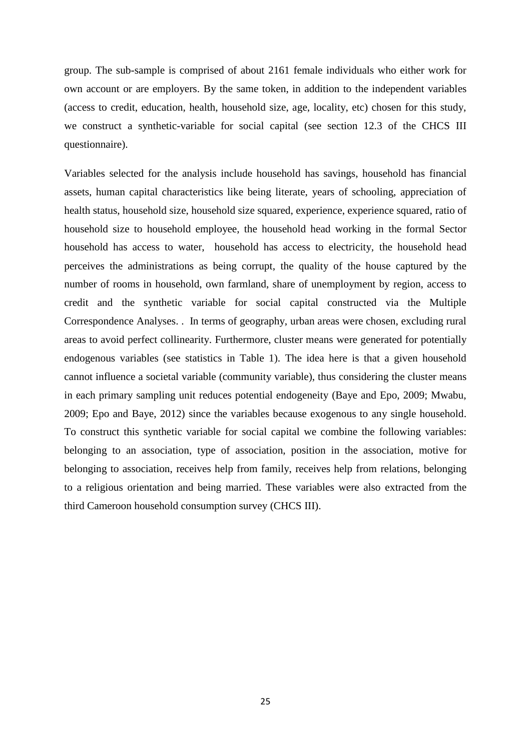group. The sub-sample is comprised of about 2161 female individuals who either work for own account or are employers. By the same token, in addition to the independent variables (access to credit, education, health, household size, age, locality, etc) chosen for this study, we construct a synthetic-variable for social capital (see section 12.3 of the CHCS III questionnaire).

Variables selected for the analysis include household has savings, household has financial assets, human capital characteristics like being literate, years of schooling, appreciation of health status, household size, household size squared, experience, experience squared, ratio of household size to household employee, the household head working in the formal Sector household has access to water, household has access to electricity, the household head perceives the administrations as being corrupt, the quality of the house captured by the number of rooms in household, own farmland, share of unemployment by region, access to credit and the synthetic variable for social capital constructed via the Multiple Correspondence Analyses. . In terms of geography, urban areas were chosen, excluding rural areas to avoid perfect collinearity. Furthermore, cluster means were generated for potentially endogenous variables (see statistics in Table 1). The idea here is that a given household cannot influence a societal variable (community variable), thus considering the cluster means in each primary sampling unit reduces potential endogeneity (Baye and Epo, 2009; Mwabu, 2009; Epo and Baye, 2012) since the variables because exogenous to any single household. To construct this synthetic variable for social capital we combine the following variables: belonging to an association, type of association, position in the association, motive for belonging to association, receives help from family, receives help from relations, belonging to a religious orientation and being married. These variables were also extracted from the third Cameroon household consumption survey (CHCS III).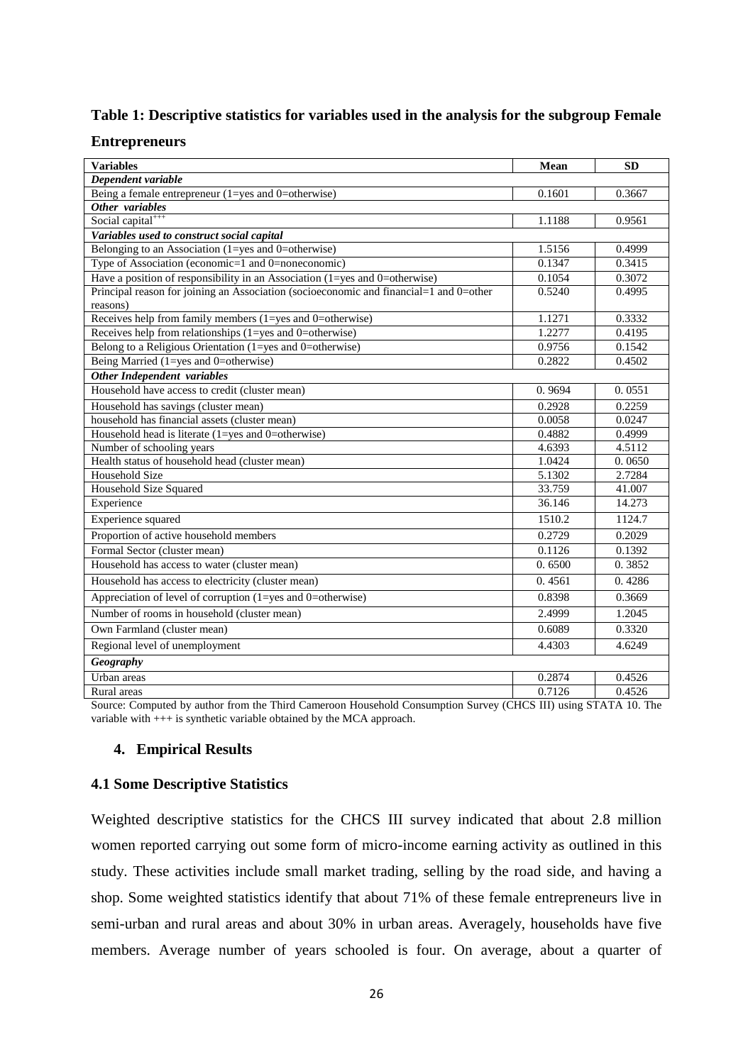**Table 1: Descriptive statistics for variables used in the analysis for the subgroup Female Entrepreneurs**

| Variables | Mean | SD |
|---|---|---|
| ***Dependent variable*** | | |
| Being a female entrepreneur (1=yes and 0=otherwise) | 0.1601 | 0.3667 |
| ***Other variables*** | | |
| Social capital$^{+++}$ | 1.1188 | 0.9561 |
| ***Variables used to construct social capital*** | | |
| Belonging to an Association (1=yes and 0=otherwise) | 1.5156 | 0.4999 |
| Type of Association (economic=1 and 0=noneconomic) | 0.1347 | 0.3415 |
| Have a position of responsibility in an Association (1=yes and 0=otherwise) | 0.1054 | 0.3072 |
| Principal reason for joining an Association (socioeconomic and financial=1 and 0=other reasons) | 0.5240 | 0.4995 |
| Receives help from family members (1=yes and 0=otherwise) | 1.1271 | 0.3332 |
| Receives help from relationships (1=yes and 0=otherwise) | 1.2277 | 0.4195 |
| Belong to a Religious Orientation (1=yes and 0=otherwise) | 0.9756 | 0.1542 |
| Being Married (1=yes and 0=otherwise) | 0.2822 | 0.4502 |
| ***Other Independent variables*** | | |
| Household have access to credit (cluster mean) | 0. 9694 | 0. 0551 |
| Household has savings (cluster mean) | 0.2928 | 0.2259 |
| household has financial assets (cluster mean) | 0.0058 | 0.0247 |
| Household head is literate (1=yes and 0=otherwise) | 0.4882 | 0.4999 |
| Number of schooling years | 4.6393 | 4.5112 |
| Health status of household head (cluster mean) | 1.0424 | 0. 0650 |
| Household Size | 5.1302 | 2.7284 |
| Household Size Squared | 33.759 | 41.007 |
| Experience | 36.146 | 14.273 |
| Experience squared | 1510.2 | 1124.7 |
| Proportion of active household members | 0.2729 | 0.2029 |
| Formal Sector (cluster mean) | 0.1126 | 0.1392 |
| Household has access to water (cluster mean) | 0. 6500 | 0. 3852 |
| Household has access to electricity (cluster mean) | 0. 4561 | 0. 4286 |
| Appreciation of level of corruption (1=yes and 0=otherwise) | 0.8398 | 0.3669 |
| Number of rooms in household (cluster mean) | 2.4999 | 1.2045 |
| Own Farmland (cluster mean) | 0.6089 | 0.3320 |
| Regional level of unemployment | 4.4303 | 4.6249 |
| ***Geography*** | | |
| Urban areas | 0.2874 | 0.4526 |
| Rural areas | 0.7126 | 0.4526 |

Source: Computed by author from the Third Cameroon Household Consumption Survey (CHCS III) using STATA 10. The variable with +++ is synthetic variable obtained by the MCA approach.

## 4. Empirical Results

### 4.1 Some Descriptive Statistics

Weighted descriptive statistics for the CHCS III survey indicated that about 2.8 million women reported carrying out some form of micro-income earning activity as outlined in this study. These activities include small market trading, selling by the road side, and having a shop. Some weighted statistics identify that about 71% of these female entrepreneurs live in semi-urban and rural areas and about 30% in urban areas. Averagely, households have five members. Average number of years schooled is four. On average, about a quarter of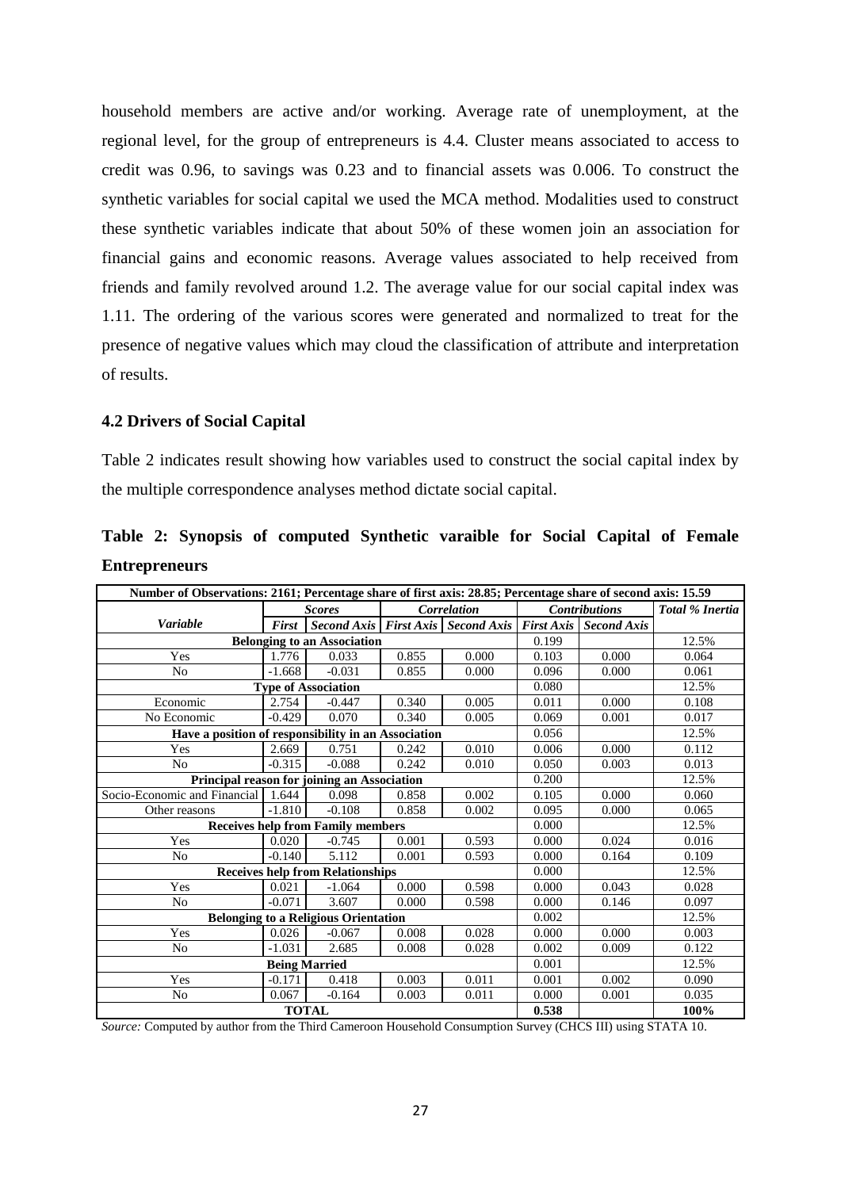household members are active and/or working. Average rate of unemployment, at the regional level, for the group of entrepreneurs is 4.4. Cluster means associated to access to credit was 0.96, to savings was 0.23 and to financial assets was 0.006. To construct the synthetic variables for social capital we used the MCA method. Modalities used to construct these synthetic variables indicate that about 50% of these women join an association for financial gains and economic reasons. Average values associated to help received from friends and family revolved around 1.2. The average value for our social capital index was 1.11. The ordering of the various scores were generated and normalized to treat for the presence of negative values which may cloud the classification of attribute and interpretation of results.

### 4.2 Drivers of Social Capital

Table 2 indicates result showing how variables used to construct the social capital index by the multiple correspondence analyses method dictate social capital.

**Table 2: Synopsis of computed Synthetic varaible for Social Capital of Female Entrepreneurs**

| Number of Observations: 2161; Percentage share of first axis: 28.85; Percentage share of second axis: 15.59 | | | | | | | |
|---|---|---|---|---|---|---|---|
| | *Scores* | | *Correlation* | | *Contributions* | | *Total % Inertia* |
| ***Variable*** | *First* | *Second Axis* | *First Axis* | *Second Axis* | *First Axis* | *Second Axis* | |
| **Belonging to an Association** | | | | | 0.199 | | 12.5% |
| Yes | 1.776 | 0.033 | 0.855 | 0.000 | 0.103 | 0.000 | 0.064 |
| No | -1.668 | -0.031 | 0.855 | 0.000 | 0.096 | 0.000 | 0.061 |
| **Type of Association** | | | | | 0.080 | | 12.5% |
| Economic | 2.754 | -0.447 | 0.340 | 0.005 | 0.011 | 0.000 | 0.108 |
| No Economic | -0.429 | 0.070 | 0.340 | 0.005 | 0.069 | 0.001 | 0.017 |
| **Have a position of responsibility in an Association** | | | | | 0.056 | | 12.5% |
| Yes | 2.669 | 0.751 | 0.242 | 0.010 | 0.006 | 0.000 | 0.112 |
| No | -0.315 | -0.088 | 0.242 | 0.010 | 0.050 | 0.003 | 0.013 |
| **Principal reason for joining an Association** | | | | | 0.200 | | 12.5% |
| Socio-Economic and Financial | 1.644 | 0.098 | 0.858 | 0.002 | 0.105 | 0.000 | 0.060 |
| Other reasons | -1.810 | -0.108 | 0.858 | 0.002 | 0.095 | 0.000 | 0.065 |
| **Receives help from Family members** | | | | | 0.000 | | 12.5% |
| Yes | 0.020 | -0.745 | 0.001 | 0.593 | 0.000 | 0.024 | 0.016 |
| No | -0.140 | 5.112 | 0.001 | 0.593 | 0.000 | 0.164 | 0.109 |
| **Receives help from Relationships** | | | | | 0.000 | | 12.5% |
| Yes | 0.021 | -1.064 | 0.000 | 0.598 | 0.000 | 0.043 | 0.028 |
| No | -0.071 | 3.607 | 0.000 | 0.598 | 0.000 | 0.146 | 0.097 |
| **Belonging to a Religious Orientation** | | | | | 0.002 | | 12.5% |
| Yes | 0.026 | -0.067 | 0.008 | 0.028 | 0.000 | 0.000 | 0.003 |
| No | -1.031 | 2.685 | 0.008 | 0.028 | 0.002 | 0.009 | 0.122 |
| **Being Married** | | | | | 0.001 | | 12.5% |
| Yes | -0.171 | 0.418 | 0.003 | 0.011 | 0.001 | 0.002 | 0.090 |
| No | 0.067 | -0.164 | 0.003 | 0.011 | 0.000 | 0.001 | 0.035 |
| **TOTAL** | | | | | **0.538** | | **100%** |

*Source:* Computed by author from the Third Cameroon Household Consumption Survey (CHCS III) using STATA 10.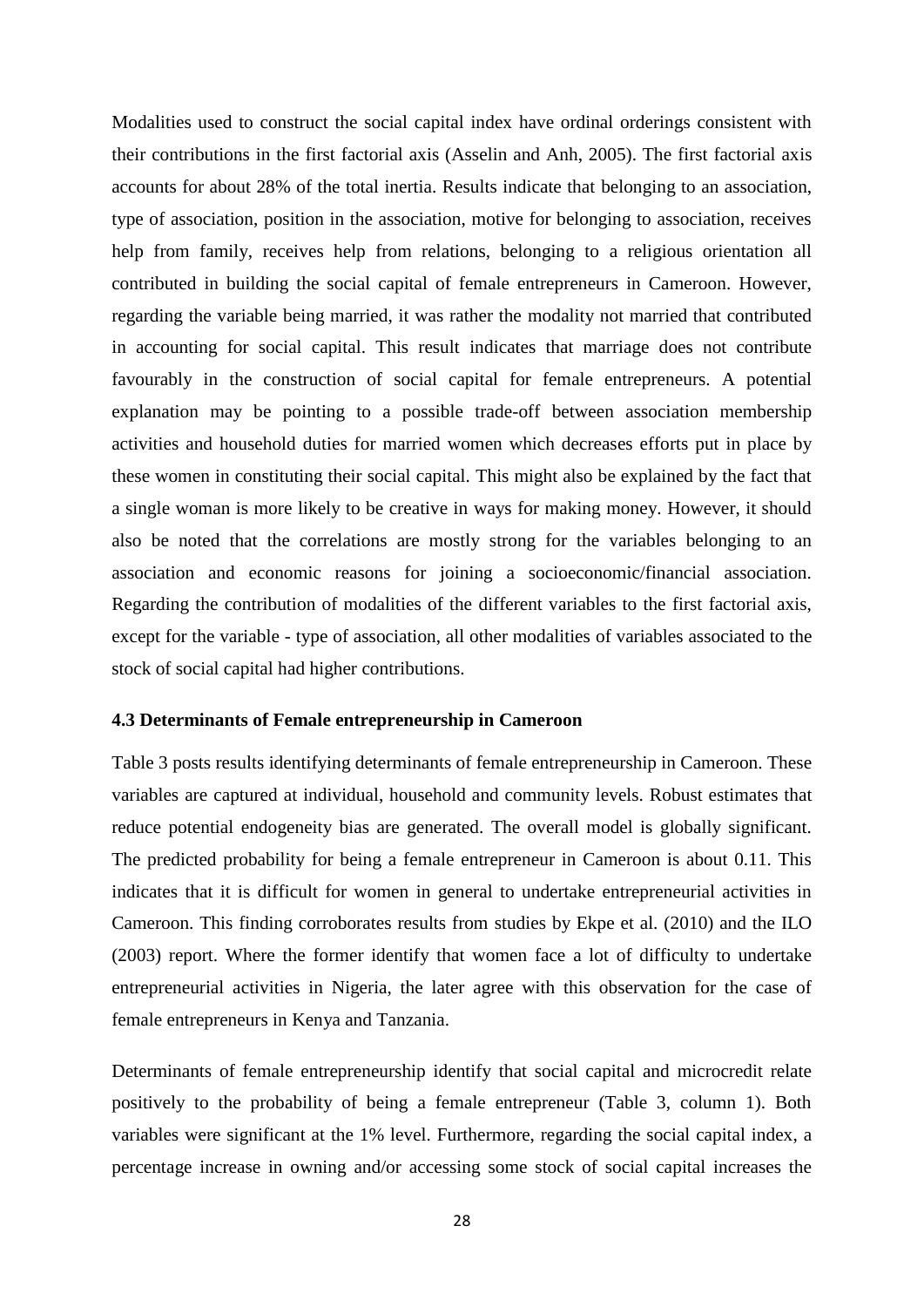Modalities used to construct the social capital index have ordinal orderings consistent with their contributions in the first factorial axis (Asselin and Anh, 2005). The first factorial axis accounts for about 28% of the total inertia. Results indicate that belonging to an association, type of association, position in the association, motive for belonging to association, receives help from family, receives help from relations, belonging to a religious orientation all contributed in building the social capital of female entrepreneurs in Cameroon. However, regarding the variable being married, it was rather the modality not married that contributed in accounting for social capital. This result indicates that marriage does not contribute favourably in the construction of social capital for female entrepreneurs. A potential explanation may be pointing to a possible trade-off between association membership activities and household duties for married women which decreases efforts put in place by these women in constituting their social capital. This might also be explained by the fact that a single woman is more likely to be creative in ways for making money. However, it should also be noted that the correlations are mostly strong for the variables belonging to an association and economic reasons for joining a socioeconomic/financial association. Regarding the contribution of modalities of the different variables to the first factorial axis, except for the variable - type of association, all other modalities of variables associated to the stock of social capital had higher contributions.

### 4.3 Determinants of Female entrepreneurship in Cameroon

Table 3 posts results identifying determinants of female entrepreneurship in Cameroon. These variables are captured at individual, household and community levels. Robust estimates that reduce potential endogeneity bias are generated. The overall model is globally significant. The predicted probability for being a female entrepreneur in Cameroon is about 0.11. This indicates that it is difficult for women in general to undertake entrepreneurial activities in Cameroon. This finding corroborates results from studies by Ekpe et al. (2010) and the ILO (2003) report. Where the former identify that women face a lot of difficulty to undertake entrepreneurial activities in Nigeria, the later agree with this observation for the case of female entrepreneurs in Kenya and Tanzania.

Determinants of female entrepreneurship identify that social capital and microcredit relate positively to the probability of being a female entrepreneur (Table 3, column 1). Both variables were significant at the 1% level. Furthermore, regarding the social capital index, a percentage increase in owning and/or accessing some stock of social capital increases the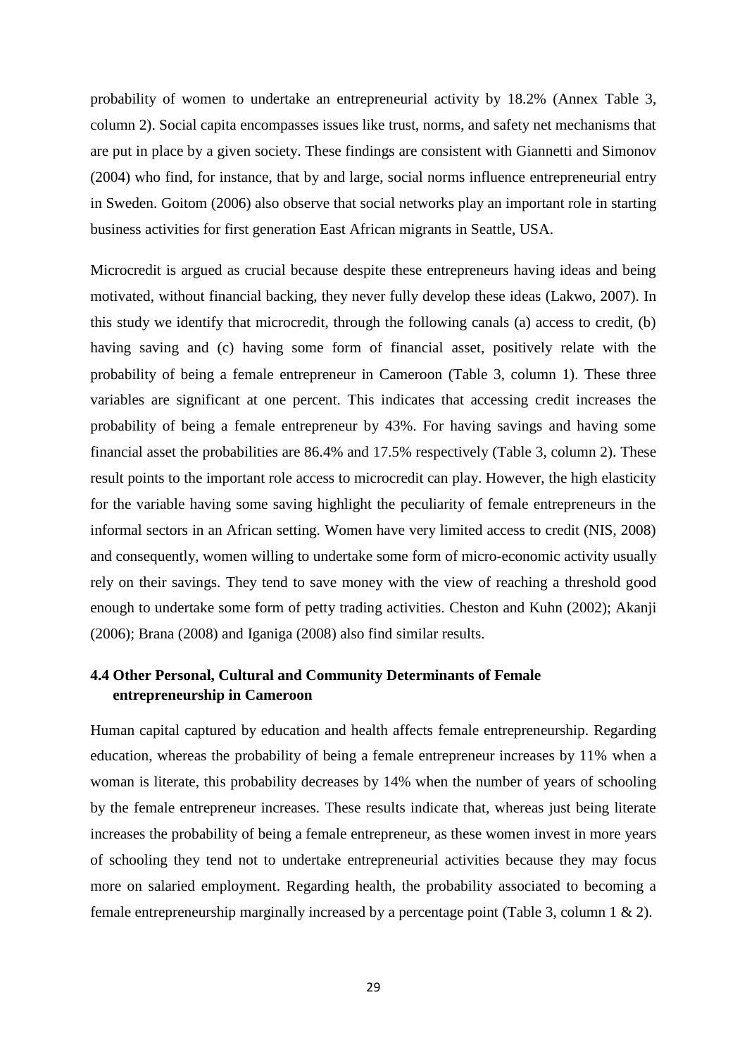probability of women to undertake an entrepreneurial activity by 18.2% (Annex Table 3, column 2). Social capita encompasses issues like trust, norms, and safety net mechanisms that are put in place by a given society. These findings are consistent with Giannetti and Simonov (2004) who find, for instance, that by and large, social norms influence entrepreneurial entry in Sweden. Goitom (2006) also observe that social networks play an important role in starting business activities for first generation East African migrants in Seattle, USA.

Microcredit is argued as crucial because despite these entrepreneurs having ideas and being motivated, without financial backing, they never fully develop these ideas (Lakwo, 2007). In this study we identify that microcredit, through the following canals (a) access to credit, (b) having saving and (c) having some form of financial asset, positively relate with the probability of being a female entrepreneur in Cameroon (Table 3, column 1). These three variables are significant at one percent. This indicates that accessing credit increases the probability of being a female entrepreneur by 43%. For having savings and having some financial asset the probabilities are 86.4% and 17.5% respectively (Table 3, column 2). These result points to the important role access to microcredit can play. However, the high elasticity for the variable having some saving highlight the peculiarity of female entrepreneurs in the informal sectors in an African setting. Women have very limited access to credit (NIS, 2008) and consequently, women willing to undertake some form of micro-economic activity usually rely on their savings. They tend to save money with the view of reaching a threshold good enough to undertake some form of petty trading activities. Cheston and Kuhn (2002); Akanji (2006); Brana (2008) and Iganiga (2008) also find similar results.

### 4.4 Other Personal, Cultural and Community Determinants of Female entrepreneurship in Cameroon

Human capital captured by education and health affects female entrepreneurship. Regarding education, whereas the probability of being a female entrepreneur increases by 11% when a woman is literate, this probability decreases by 14% when the number of years of schooling by the female entrepreneur increases. These results indicate that, whereas just being literate increases the probability of being a female entrepreneur, as these women invest in more years of schooling they tend not to undertake entrepreneurial activities because they may focus more on salaried employment. Regarding health, the probability associated to becoming a female entrepreneurship marginally increased by a percentage point (Table 3, column 1 & 2).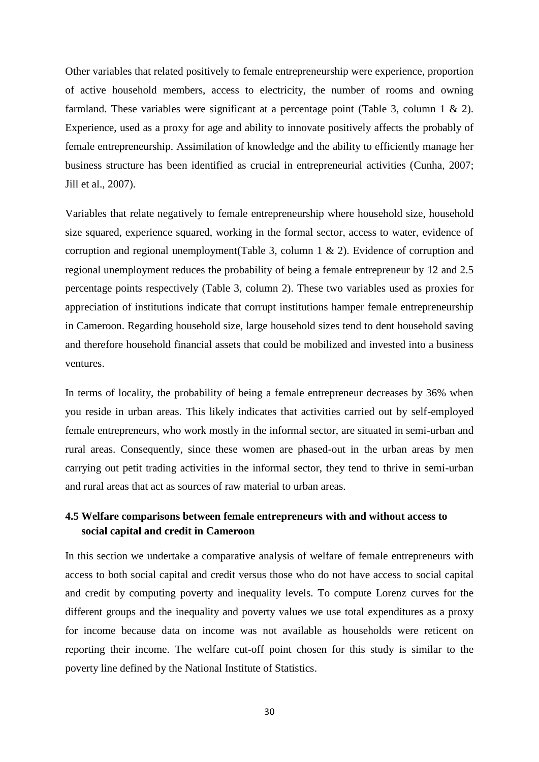Other variables that related positively to female entrepreneurship were experience, proportion of active household members, access to electricity, the number of rooms and owning farmland. These variables were significant at a percentage point (Table 3, column 1 & 2). Experience, used as a proxy for age and ability to innovate positively affects the probably of female entrepreneurship. Assimilation of knowledge and the ability to efficiently manage her business structure has been identified as crucial in entrepreneurial activities (Cunha, 2007; Jill et al., 2007).

Variables that relate negatively to female entrepreneurship where household size, household size squared, experience squared, working in the formal sector, access to water, evidence of corruption and regional unemployment(Table 3, column 1 & 2). Evidence of corruption and regional unemployment reduces the probability of being a female entrepreneur by 12 and 2.5 percentage points respectively (Table 3, column 2). These two variables used as proxies for appreciation of institutions indicate that corrupt institutions hamper female entrepreneurship in Cameroon. Regarding household size, large household sizes tend to dent household saving and therefore household financial assets that could be mobilized and invested into a business ventures.

In terms of locality, the probability of being a female entrepreneur decreases by 36% when you reside in urban areas. This likely indicates that activities carried out by self-employed female entrepreneurs, who work mostly in the informal sector, are situated in semi-urban and rural areas. Consequently, since these women are phased-out in the urban areas by men carrying out petit trading activities in the informal sector, they tend to thrive in semi-urban and rural areas that act as sources of raw material to urban areas.

### 4.5 Welfare comparisons between female entrepreneurs with and without access to social capital and credit in Cameroon

In this section we undertake a comparative analysis of welfare of female entrepreneurs with access to both social capital and credit versus those who do not have access to social capital and credit by computing poverty and inequality levels. To compute Lorenz curves for the different groups and the inequality and poverty values we use total expenditures as a proxy for income because data on income was not available as households were reticent on reporting their income. The welfare cut-off point chosen for this study is similar to the poverty line defined by the National Institute of Statistics.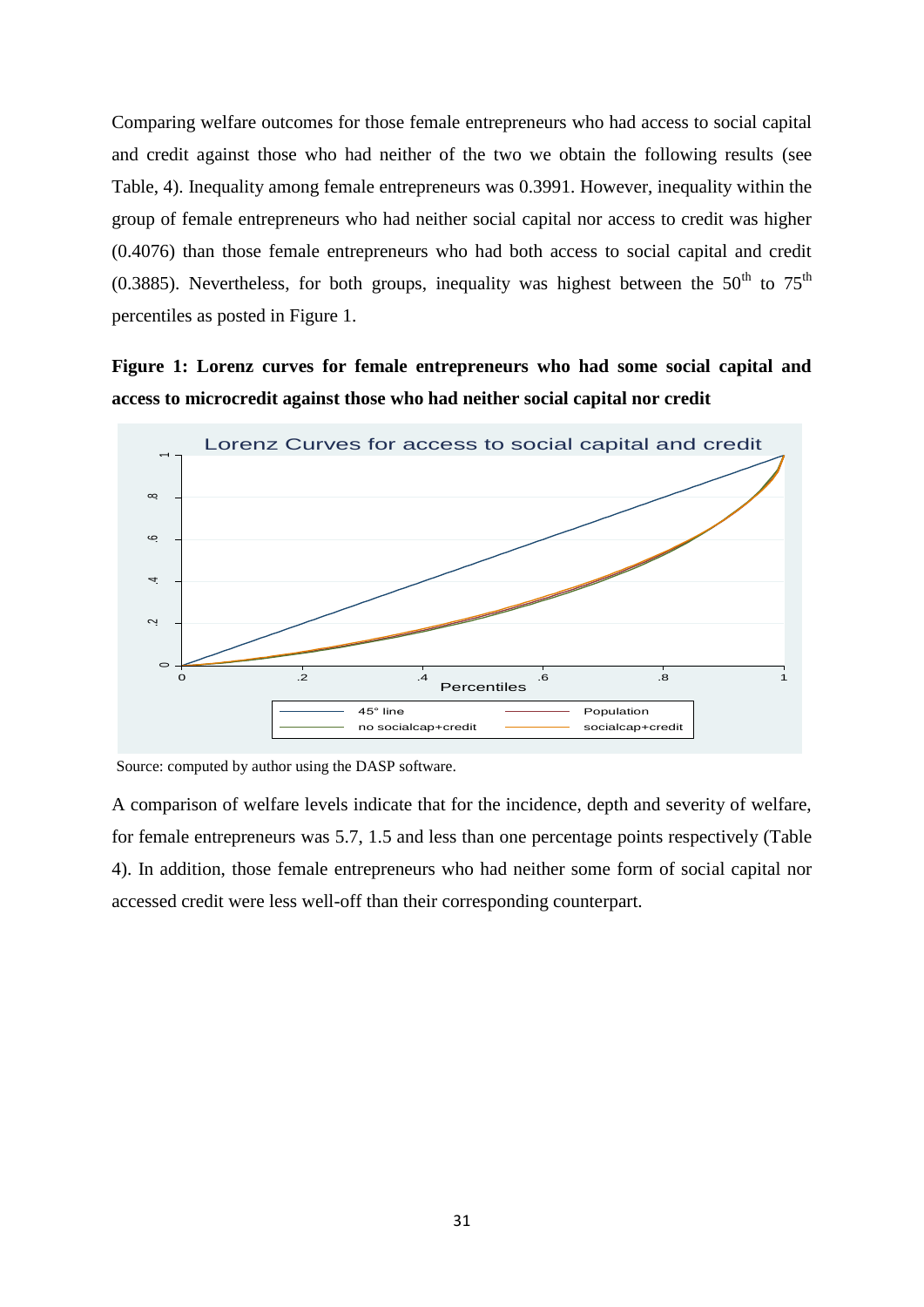Comparing welfare outcomes for those female entrepreneurs who had access to social capital and credit against those who had neither of the two we obtain the following results (see Table, 4). Inequality among female entrepreneurs was 0.3991. However, inequality within the group of female entrepreneurs who had neither social capital nor access to credit was higher (0.4076) than those female entrepreneurs who had both access to social capital and credit (0.3885). Nevertheless, for both groups, inequality was highest between the 50th to 75th percentiles as posted in Figure 1.

**Figure 1: Lorenz curves for female entrepreneurs who had some social capital and access to microcredit against those who had neither social capital nor credit**

Source: computed by author using the DASP software.

A comparison of welfare levels indicate that for the incidence, depth and severity of welfare, for female entrepreneurs was 5.7, 1.5 and less than one percentage points respectively (Table 4). In addition, those female entrepreneurs who had neither some form of social capital nor accessed credit were less well-off than their corresponding counterpart.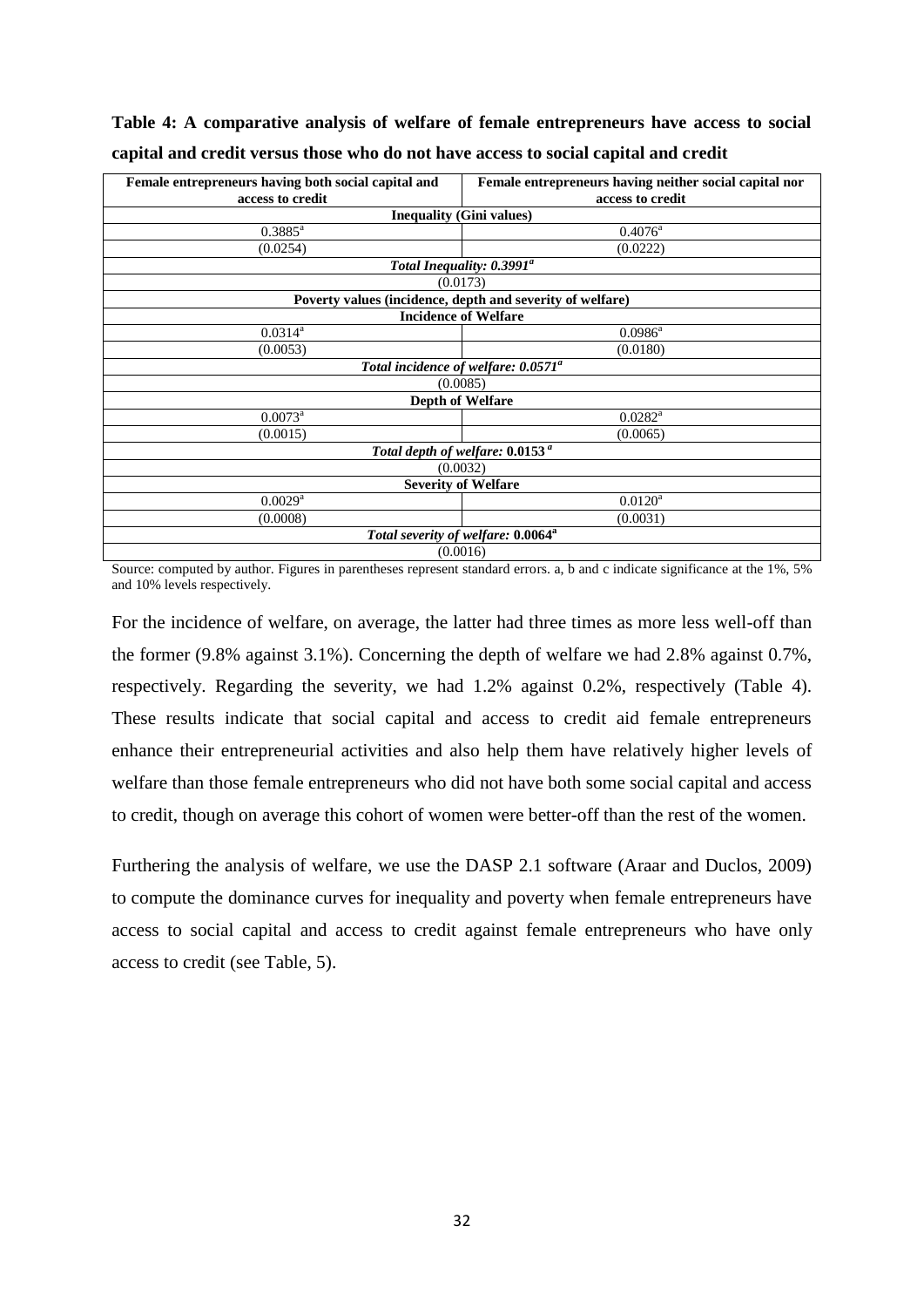**Table 4: A comparative analysis of welfare of female entrepreneurs have access to social capital and credit versus those who do not have access to social capital and credit**

| Female entrepreneurs having both social capital and access to credit | Female entrepreneurs having neither social capital nor access to credit |
|---|---|
| **Inequality (Gini values)** | |
| 0.3885[a] | 0.4076[a] |
| (0.0254) | (0.0222) |
| ***Total Inequality: 0.3991[a]*** | |
| (0.0173) | |
| **Poverty values (incidence, depth and severity of welfare)** | |
| **Incidence of Welfare** | |
| 0.0314[a] | 0.0986[a] |
| (0.0053) | (0.0180) |
| ***Total incidence of welfare: 0.0571[a]*** | |
| (0.0085) | |
| **Depth of Welfare** | |
| 0.0073[a] | 0.0282[a] |
| (0.0015) | (0.0065) |
| ***Total depth of welfare: 0.0153[a]*** | |
| (0.0032) | |
| **Severity of Welfare** | |
| 0.0029[a] | 0.0120[a] |
| (0.0008) | (0.0031) |
| ***Total severity of welfare: 0.0064[a]*** | |
| (0.0016) | |

Source: computed by author. Figures in parentheses represent standard errors. a, b and c indicate significance at the 1%, 5% and 10% levels respectively.

For the incidence of welfare, on average, the latter had three times as more less well-off than the former (9.8% against 3.1%). Concerning the depth of welfare we had 2.8% against 0.7%, respectively. Regarding the severity, we had 1.2% against 0.2%, respectively (Table 4). These results indicate that social capital and access to credit aid female entrepreneurs enhance their entrepreneurial activities and also help them have relatively higher levels of welfare than those female entrepreneurs who did not have both some social capital and access to credit, though on average this cohort of women were better-off than the rest of the women.

Furthering the analysis of welfare, we use the DASP 2.1 software (Araar and Duclos, 2009) to compute the dominance curves for inequality and poverty when female entrepreneurs have access to social capital and access to credit against female entrepreneurs who have only access to credit (see Table, 5).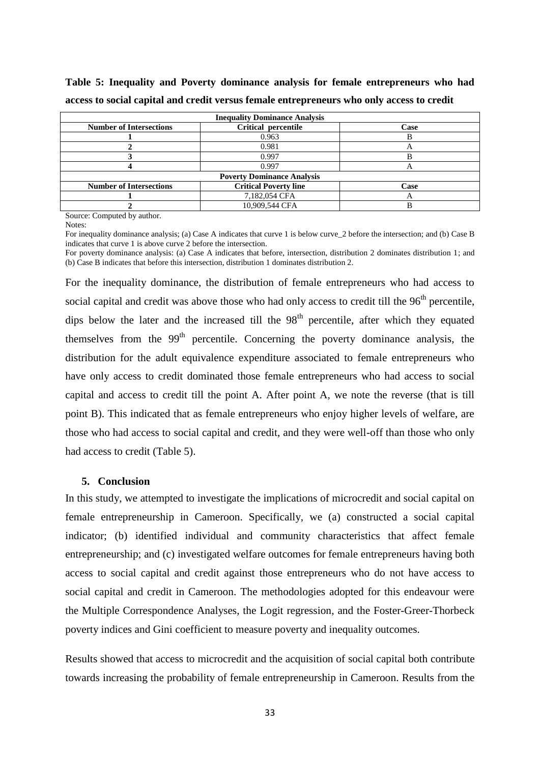**Table 5: Inequality and Poverty dominance analysis for female entrepreneurs who had access to social capital and credit versus female entrepreneurs who only access to credit**

| Inequality Dominance Analysis | | |
|---|---|---|
| **Number of Intersections** | **Critical percentile** | **Case** |
| **1** | 0.963 | B |
| **2** | 0.981 | A |
| **3** | 0.997 | B |
| **4** | 0.997 | A |
| **Poverty Dominance Analysis** | | |
| **Number of Intersections** | **Critical Poverty line** | **Case** |
| **1** | 7,182,054 CFA | A |
| **2** | 10,909,544 CFA | B |

Source: Computed by author.

Notes:

For inequality dominance analysis; (a) Case A indicates that curve 1 is below curve_2 before the intersection; and (b) Case B indicates that curve 1 is above curve 2 before the intersection.

For poverty dominance analysis: (a) Case A indicates that before, intersection, distribution 2 dominates distribution 1; and (b) Case B indicates that before this intersection, distribution 1 dominates distribution 2.

For the inequality dominance, the distribution of female entrepreneurs who had access to social capital and credit was above those who had only access to credit till the 96[th] percentile, dips below the later and the increased till the 98[th] percentile, after which they equated themselves from the 99[th] percentile. Concerning the poverty dominance analysis, the distribution for the adult equivalence expenditure associated to female entrepreneurs who have only access to credit dominated those female entrepreneurs who had access to social capital and access to credit till the point A. After point A, we note the reverse (that is till point B). This indicated that as female entrepreneurs who enjoy higher levels of welfare, are those who had access to social capital and credit, and they were well-off than those who only had access to credit (Table 5).

## 5. Conclusion

In this study, we attempted to investigate the implications of microcredit and social capital on female entrepreneurship in Cameroon. Specifically, we (a) constructed a social capital indicator; (b) identified individual and community characteristics that affect female entrepreneurship; and (c) investigated welfare outcomes for female entrepreneurs having both access to social capital and credit against those entrepreneurs who do not have access to social capital and credit in Cameroon. The methodologies adopted for this endeavour were the Multiple Correspondence Analyses, the Logit regression, and the Foster-Greer-Thorbeck poverty indices and Gini coefficient to measure poverty and inequality outcomes.

Results showed that access to microcredit and the acquisition of social capital both contribute towards increasing the probability of female entrepreneurship in Cameroon. Results from the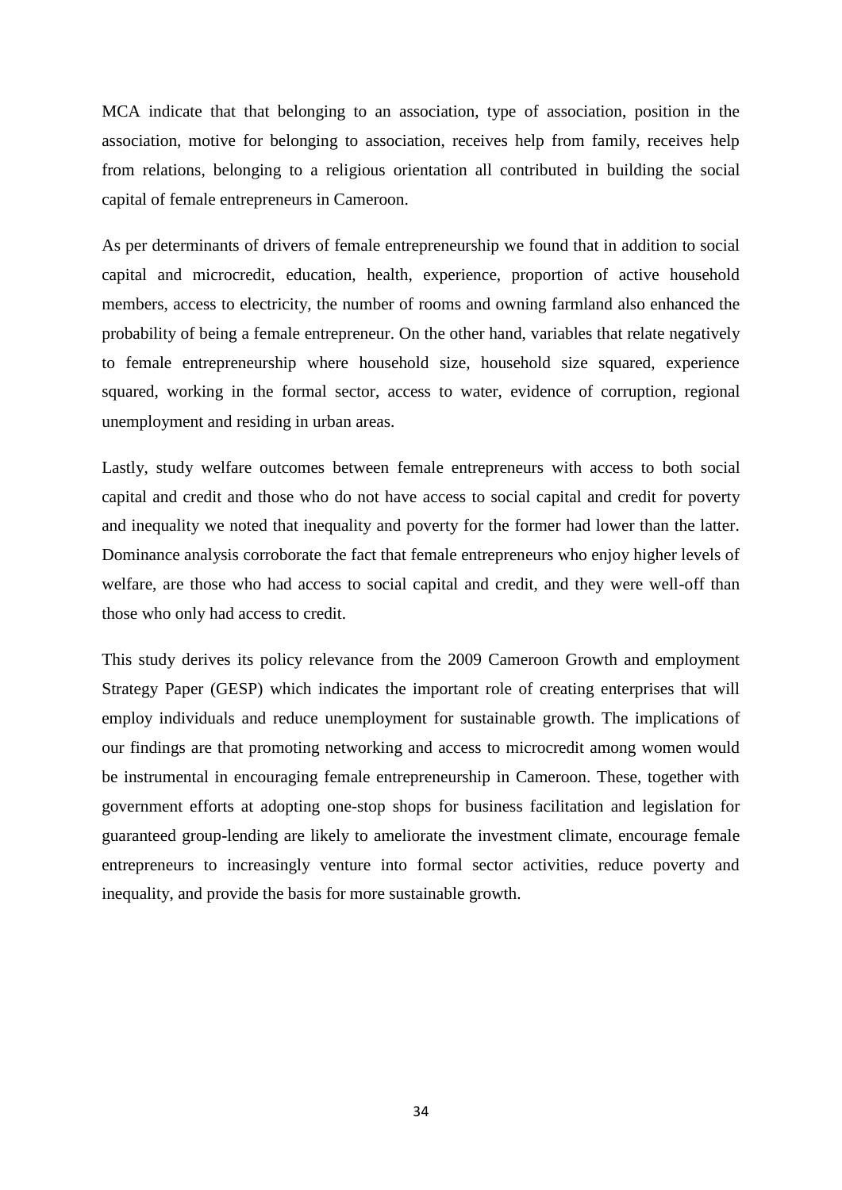MCA indicate that that belonging to an association, type of association, position in the association, motive for belonging to association, receives help from family, receives help from relations, belonging to a religious orientation all contributed in building the social capital of female entrepreneurs in Cameroon.

As per determinants of drivers of female entrepreneurship we found that in addition to social capital and microcredit, education, health, experience, proportion of active household members, access to electricity, the number of rooms and owning farmland also enhanced the probability of being a female entrepreneur. On the other hand, variables that relate negatively to female entrepreneurship where household size, household size squared, experience squared, working in the formal sector, access to water, evidence of corruption, regional unemployment and residing in urban areas.

Lastly, study welfare outcomes between female entrepreneurs with access to both social capital and credit and those who do not have access to social capital and credit for poverty and inequality we noted that inequality and poverty for the former had lower than the latter. Dominance analysis corroborate the fact that female entrepreneurs who enjoy higher levels of welfare, are those who had access to social capital and credit, and they were well-off than those who only had access to credit.

This study derives its policy relevance from the 2009 Cameroon Growth and employment Strategy Paper (GESP) which indicates the important role of creating enterprises that will employ individuals and reduce unemployment for sustainable growth. The implications of our findings are that promoting networking and access to microcredit among women would be instrumental in encouraging female entrepreneurship in Cameroon. These, together with government efforts at adopting one-stop shops for business facilitation and legislation for guaranteed group-lending are likely to ameliorate the investment climate, encourage female entrepreneurs to increasingly venture into formal sector activities, reduce poverty and inequality, and provide the basis for more sustainable growth.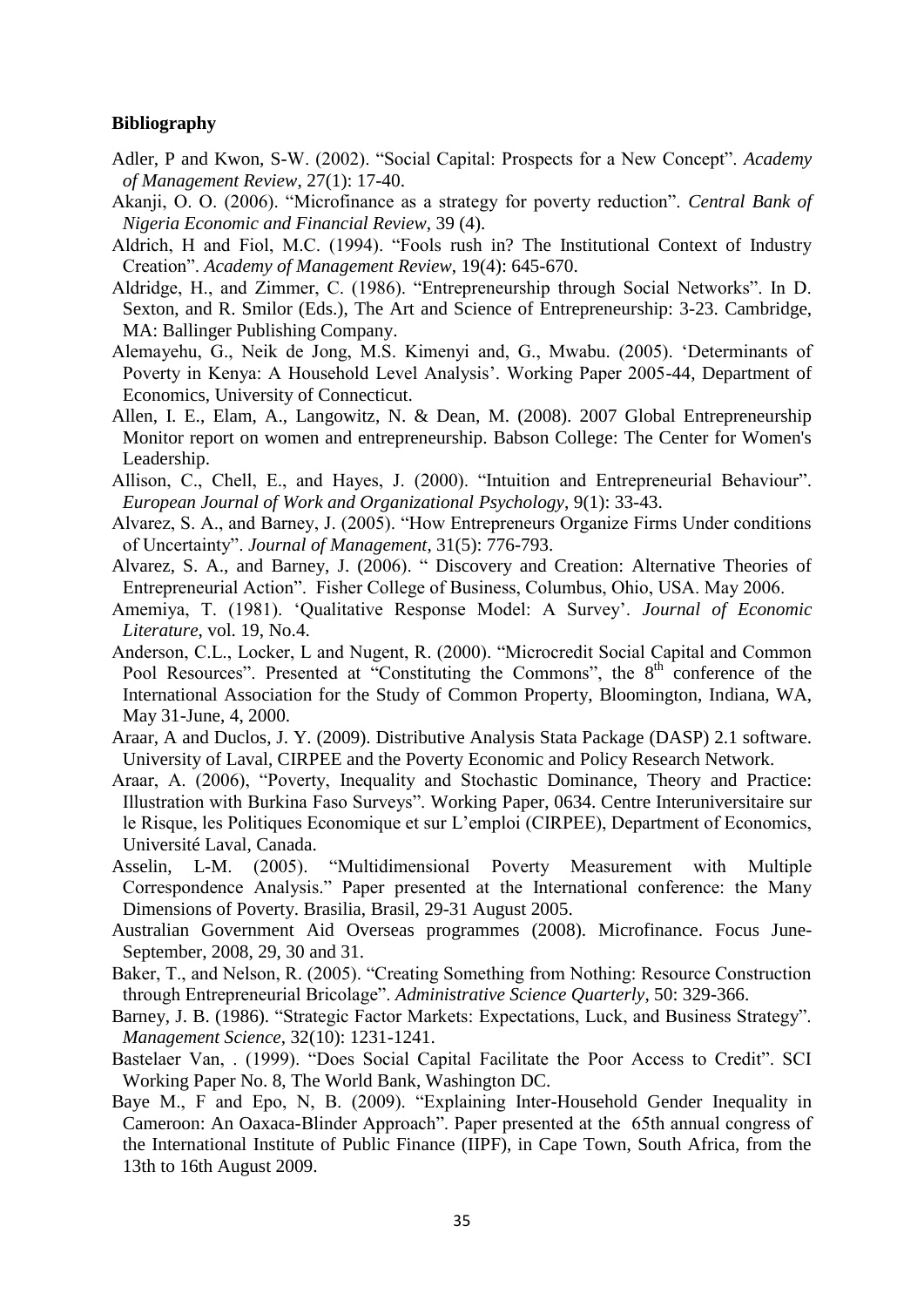**Bibliography**

Adler, P and Kwon, S-W. (2002). "Social Capital: Prospects for a New Concept". *Academy of Management Review*, 27(1): 17-40.

Akanji, O. O. (2006). "Microfinance as a strategy for poverty reduction". *Central Bank of Nigeria Economic and Financial Review*, 39 (4).

Aldrich, H and Fiol, M.C. (1994). "Fools rush in? The Institutional Context of Industry Creation". *Academy of Management Review*, 19(4): 645-670.

Aldridge, H., and Zimmer, C. (1986). "Entrepreneurship through Social Networks". In D. Sexton, and R. Smilor (Eds.), The Art and Science of Entrepreneurship: 3-23. Cambridge, MA: Ballinger Publishing Company.

Alemayehu, G., Neik de Jong, M.S. Kimenyi and, G., Mwabu. (2005). 'Determinants of Poverty in Kenya: A Household Level Analysis'. Working Paper 2005-44, Department of Economics, University of Connecticut.

Allen, I. E., Elam, A., Langowitz, N. & Dean, M. (2008). 2007 Global Entrepreneurship Monitor report on women and entrepreneurship. Babson College: The Center for Women's Leadership.

Allison, C., Chell, E., and Hayes, J. (2000). "Intuition and Entrepreneurial Behaviour". *European Journal of Work and Organizational Psychology*, 9(1): 33-43.

Alvarez, S. A., and Barney, J. (2005). "How Entrepreneurs Organize Firms Under conditions of Uncertainty". *Journal of Management*, 31(5): 776-793.

Alvarez, S. A., and Barney, J. (2006). " Discovery and Creation: Alternative Theories of Entrepreneurial Action". Fisher College of Business, Columbus, Ohio, USA. May 2006.

Amemiya, T. (1981). 'Qualitative Response Model: A Survey'. *Journal of Economic Literature*, vol. 19, No.4.

Anderson, C.L., Locker, L and Nugent, R. (2000). "Microcredit Social Capital and Common Pool Resources". Presented at "Constituting the Commons", the 8th conference of the International Association for the Study of Common Property, Bloomington, Indiana, WA, May 31-June, 4, 2000.

Araar, A and Duclos, J. Y. (2009). Distributive Analysis Stata Package (DASP) 2.1 software. University of Laval, CIRPEE and the Poverty Economic and Policy Research Network.

Araar, A. (2006), "Poverty, Inequality and Stochastic Dominance, Theory and Practice: Illustration with Burkina Faso Surveys". Working Paper, 0634. Centre Interuniversitaire sur le Risque, les Politiques Economique et sur L'emploi (CIRPEE), Department of Economics, Université Laval, Canada.

Asselin, L-M. (2005). "Multidimensional Poverty Measurement with Multiple Correspondence Analysis." Paper presented at the International conference: the Many Dimensions of Poverty. Brasilia, Brasil, 29-31 August 2005.

Australian Government Aid Overseas programmes (2008). Microfinance. Focus June-September, 2008, 29, 30 and 31.

Baker, T., and Nelson, R. (2005). "Creating Something from Nothing: Resource Construction through Entrepreneurial Bricolage". *Administrative Science Quarterly*, 50: 329-366.

Barney, J. B. (1986). "Strategic Factor Markets: Expectations, Luck, and Business Strategy". *Management Science*, 32(10): 1231-1241.

Bastelaer Van, . (1999). "Does Social Capital Facilitate the Poor Access to Credit". SCI Working Paper No. 8, The World Bank, Washington DC.

Baye M., F and Epo, N, B. (2009). "Explaining Inter-Household Gender Inequality in Cameroon: An Oaxaca-Blinder Approach". Paper presented at the 65th annual congress of the International Institute of Public Finance (IIPF), in Cape Town, South Africa, from the 13th to 16th August 2009.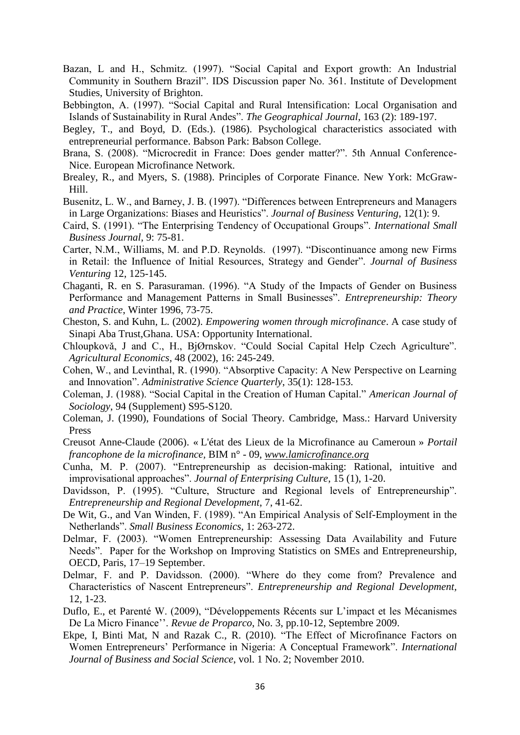Bazan, L and H., Schmitz. (1997). "Social Capital and Export growth: An Industrial Community in Southern Brazil". IDS Discussion paper No. 361. Institute of Development Studies, University of Brighton.

Bebbington, A. (1997). "Social Capital and Rural Intensification: Local Organisation and Islands of Sustainability in Rural Andes". *The Geographical Journal*, 163 (2): 189-197.

Begley, T., and Boyd, D. (Eds.). (1986). Psychological characteristics associated with entrepreneurial performance. Babson Park: Babson College.

Brana, S. (2008). "Microcredit in France: Does gender matter?". 5th Annual Conference-Nice. European Microfinance Network.

Brealey, R., and Myers, S. (1988). Principles of Corporate Finance. New York: McGraw-Hill.

Busenitz, L. W., and Barney, J. B. (1997). "Differences between Entrepreneurs and Managers in Large Organizations: Biases and Heuristics". *Journal of Business Venturing*, 12(1): 9.

Caird, S. (1991). "The Enterprising Tendency of Occupational Groups". *International Small Business Journal*, 9: 75-81.

Carter, N.M., Williams, M. and P.D. Reynolds. (1997). "Discontinuance among new Firms in Retail: the Influence of Initial Resources, Strategy and Gender". *Journal of Business Venturing* 12, 125-145.

Chaganti, R. en S. Parasuraman. (1996). "A Study of the Impacts of Gender on Business Performance and Management Patterns in Small Businesses". *Entrepreneurship: Theory and Practice*, Winter 1996, 73-75.

Cheston, S. and Kuhn, L. (2002). *Empowering women through microfinance*. A case study of Sinapi Aba Trust,Ghana. USA: Opportunity International.

Chloupkovǎ, J and C., H., BjØrnskov. "Could Social Capital Help Czech Agriculture". *Agricultural Economics*, 48 (2002), 16: 245-249.

Cohen, W., and Levinthal, R. (1990). "Absorptive Capacity: A New Perspective on Learning and Innovation". *Administrative Science Quarterly*, 35(1): 128-153.

Coleman, J. (1988). "Social Capital in the Creation of Human Capital." *American Journal of Sociology*, 94 (Supplement) S95-S120.

Coleman, J. (1990), Foundations of Social Theory. Cambridge, Mass.: Harvard University Press

Creusot Anne-Claude (2006). « L'état des Lieux de la Microfinance au Cameroun » *Portail francophone de la microfinance*, BIM n° - 09, www.lamicrofinance.org

Cunha, M. P. (2007). "Entrepreneurship as decision-making: Rational, intuitive and improvisational approaches". *Journal of Enterprising Culture*, 15 (1), 1-20.

Davidsson, P. (1995). "Culture, Structure and Regional levels of Entrepreneurship". *Entrepreneurship and Regional Development*, 7, 41-62.

De Wit, G., and Van Winden, F. (1989). "An Empirical Analysis of Self-Employment in the Netherlands". *Small Business Economics*, 1: 263-272.

Delmar, F. (2003). "Women Entrepreneurship: Assessing Data Availability and Future Needs". Paper for the Workshop on Improving Statistics on SMEs and Entrepreneurship, OECD, Paris, 17–19 September.

Delmar, F. and P. Davidsson. (2000). "Where do they come from? Prevalence and Characteristics of Nascent Entrepreneurs". *Entrepreneurship and Regional Development*, 12, 1-23.

Duflo, E., et Parenté W. (2009), "Développements Récents sur L'impact et les Mécanismes De La Micro Finance''. *Revue de Proparco*, No. 3, pp.10-12, Septembre 2009.

Ekpe, I, Binti Mat, N and Razak C., R. (2010). "The Effect of Microfinance Factors on Women Entrepreneurs' Performance in Nigeria: A Conceptual Framework". *International Journal of Business and Social Science*, vol. 1 No. 2; November 2010.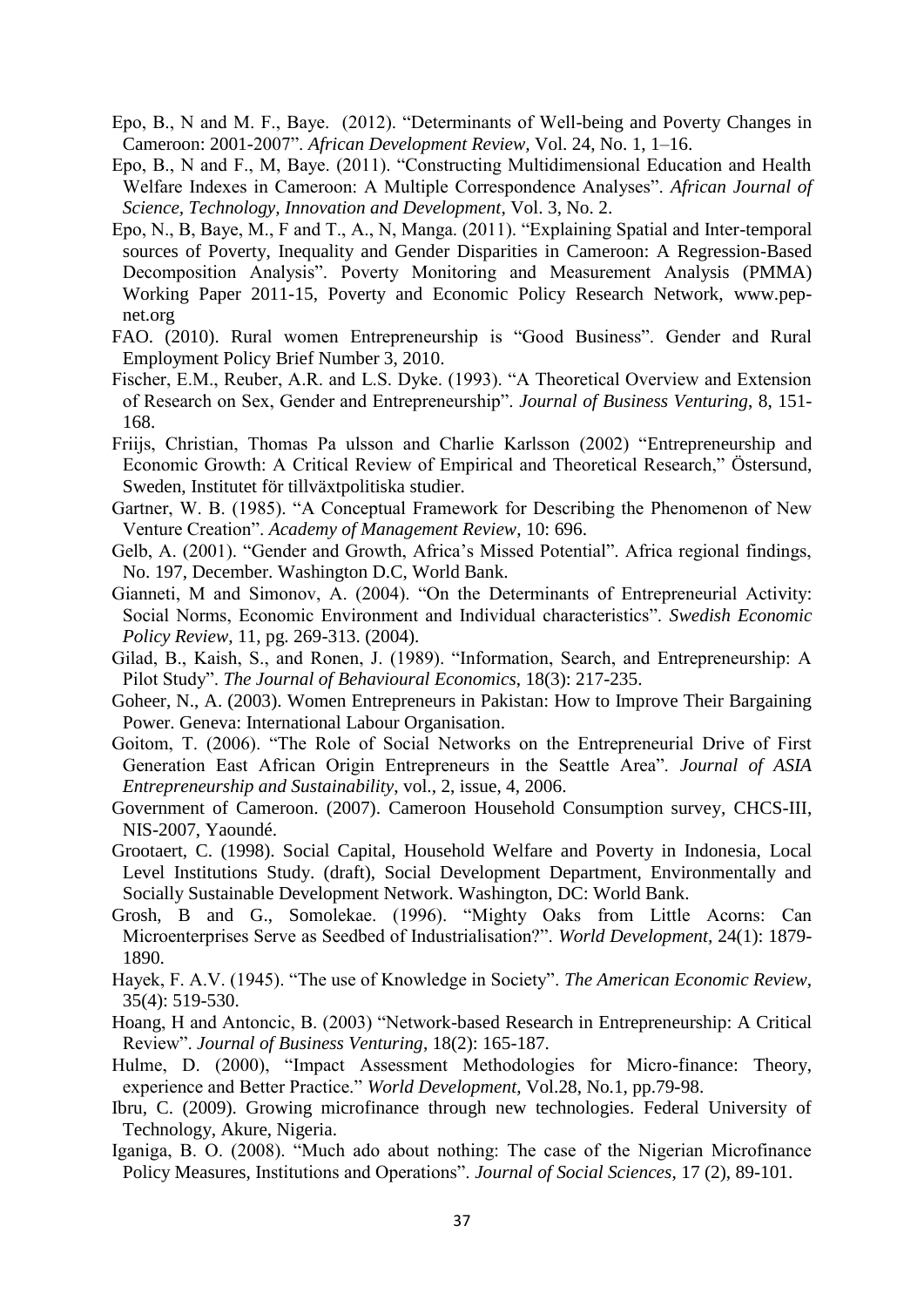Epo, B., N and M. F., Baye. (2012). "Determinants of Well-being and Poverty Changes in Cameroon: 2001-2007". *African Development Review,* Vol. 24, No. 1, 1–16.

Epo, B., N and F., M, Baye. (2011). "Constructing Multidimensional Education and Health Welfare Indexes in Cameroon: A Multiple Correspondence Analyses". *African Journal of Science, Technology, Innovation and Development*, Vol. 3, No. 2.

Epo, N., B, Baye, M., F and T., A., N, Manga. (2011). "Explaining Spatial and Inter-temporal sources of Poverty, Inequality and Gender Disparities in Cameroon: A Regression-Based Decomposition Analysis". Poverty Monitoring and Measurement Analysis (PMMA) Working Paper 2011-15, Poverty and Economic Policy Research Network, www.pep-net.org

FAO. (2010). Rural women Entrepreneurship is "Good Business". Gender and Rural Employment Policy Brief Number 3, 2010.

Fischer, E.M., Reuber, A.R. and L.S. Dyke. (1993). "A Theoretical Overview and Extension of Research on Sex, Gender and Entrepreneurship". *Journal of Business Venturing*, 8, 151-168.

Friijs, Christian, Thomas Pa ulsson and Charlie Karlsson (2002) "Entrepreneurship and Economic Growth: A Critical Review of Empirical and Theoretical Research," Östersund, Sweden, Institutet för tillväxtpolitiska studier.

Gartner, W. B. (1985). "A Conceptual Framework for Describing the Phenomenon of New Venture Creation". *Academy of Management Review*, 10: 696.

Gelb, A. (2001). "Gender and Growth, Africa's Missed Potential". Africa regional findings, No. 197, December. Washington D.C, World Bank.

Gianneti, M and Simonov, A. (2004). "On the Determinants of Entrepreneurial Activity: Social Norms, Economic Environment and Individual characteristics". *Swedish Economic Policy Review*, 11, pg. 269-313. (2004).

Gilad, B., Kaish, S., and Ronen, J. (1989). "Information, Search, and Entrepreneurship: A Pilot Study". *The Journal of Behavioural Economics*, 18(3): 217-235.

Goheer, N., A. (2003). Women Entrepreneurs in Pakistan: How to Improve Their Bargaining Power. Geneva: International Labour Organisation.

Goitom, T. (2006). "The Role of Social Networks on the Entrepreneurial Drive of First Generation East African Origin Entrepreneurs in the Seattle Area". *Journal of ASIA Entrepreneurship and Sustainability*, vol., 2, issue, 4, 2006.

Government of Cameroon. (2007). Cameroon Household Consumption survey, CHCS-III, NIS-2007, Yaoundé.

Grootaert, C. (1998). Social Capital, Household Welfare and Poverty in Indonesia, Local Level Institutions Study. (draft), Social Development Department, Environmentally and Socially Sustainable Development Network. Washington, DC: World Bank.

Grosh, B and G., Somolekae. (1996). "Mighty Oaks from Little Acorns: Can Microenterprises Serve as Seedbed of Industrialisation?". *World Development,* 24(1): 1879-1890.

Hayek, F. A.V. (1945). "The use of Knowledge in Society". *The American Economic Review*, 35(4): 519-530.

Hoang, H and Antoncic, B. (2003) "Network-based Research in Entrepreneurship: A Critical Review". *Journal of Business Venturing*, 18(2): 165-187.

Hulme, D. (2000), "Impact Assessment Methodologies for Micro-finance: Theory, experience and Better Practice." *World Development*, Vol.28, No.1, pp.79-98.

Ibru, C. (2009). Growing microfinance through new technologies. Federal University of Technology, Akure, Nigeria.

Iganiga, B. O. (2008). "Much ado about nothing: The case of the Nigerian Microfinance Policy Measures, Institutions and Operations". *Journal of Social Sciences*, 17 (2), 89-101.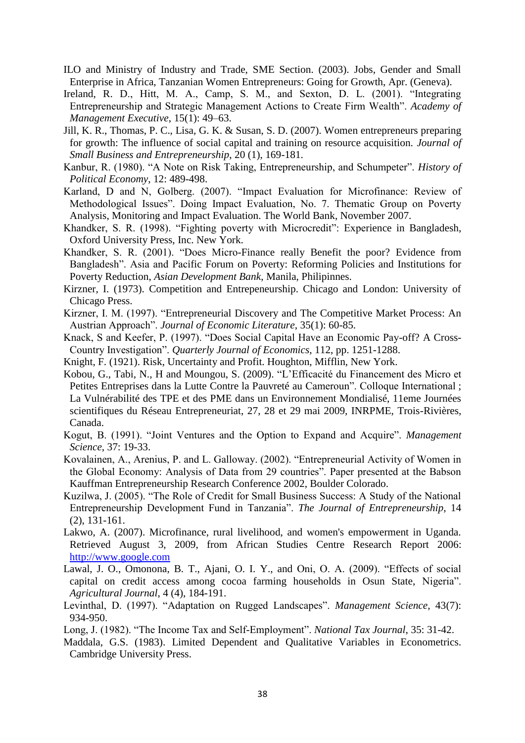ILO and Ministry of Industry and Trade, SME Section. (2003). Jobs, Gender and Small Enterprise in Africa, Tanzanian Women Entrepreneurs: Going for Growth, Apr. (Geneva).

Ireland, R. D., Hitt, M. A., Camp, S. M., and Sexton, D. L. (2001). "Integrating Entrepreneurship and Strategic Management Actions to Create Firm Wealth". *Academy of Management Executive*, 15(1): 49–63.

Jill, K. R., Thomas, P. C., Lisa, G. K. & Susan, S. D. (2007). Women entrepreneurs preparing for growth: The influence of social capital and training on resource acquisition. *Journal of Small Business and Entrepreneurship*, 20 (1), 169-181.

Kanbur, R. (1980). "A Note on Risk Taking, Entrepreneurship, and Schumpeter". *History of Political Economy*, 12: 489-498.

Karland, D and N, Golberg. (2007). "Impact Evaluation for Microfinance: Review of Methodological Issues". Doing Impact Evaluation, No. 7. Thematic Group on Poverty Analysis, Monitoring and Impact Evaluation. The World Bank, November 2007.

Khandker, S. R. (1998). "Fighting poverty with Microcredit": Experience in Bangladesh, Oxford University Press, Inc. New York.

Khandker, S. R. (2001). "Does Micro-Finance really Benefit the poor? Evidence from Bangladesh". Asia and Pacific Forum on Poverty: Reforming Policies and Institutions for Poverty Reduction, *Asian Development Bank*, Manila, Philipinnes.

Kirzner, I. (1973). Competition and Entrepeneurship. Chicago and London: University of Chicago Press.

Kirzner, I. M. (1997). "Entrepreneurial Discovery and The Competitive Market Process: An Austrian Approach". *Journal of Economic Literature*, 35(1): 60-85.

Knack, S and Keefer, P. (1997). "Does Social Capital Have an Economic Pay-off? A Cross-Country Investigation". *Quarterly Journal of Economics*, 112, pp. 1251-1288.

Knight, F. (1921). Risk, Uncertainty and Profit. Houghton, Mifflin, New York.

Kobou, G., Tabi, N., H and Moungou, S. (2009). "L'Efficacité du Financement des Micro et Petites Entreprises dans la Lutte Contre la Pauvreté au Cameroun". Colloque International ; La Vulnérabilité des TPE et des PME dans un Environnement Mondialisé, 11eme Journées scientifiques du Réseau Entrepreneuriat, 27, 28 et 29 mai 2009, INRPME, Trois-Rivières, Canada.

Kogut, B. (1991). "Joint Ventures and the Option to Expand and Acquire". *Management Science*, 37: 19-33.

Kovalainen, A., Arenius, P. and L. Galloway. (2002). "Entrepreneurial Activity of Women in the Global Economy: Analysis of Data from 29 countries". Paper presented at the Babson Kauffman Entrepreneurship Research Conference 2002, Boulder Colorado.

Kuzilwa, J. (2005). "The Role of Credit for Small Business Success: A Study of the National Entrepreneurship Development Fund in Tanzania". *The Journal of Entrepreneurship*, 14 (2), 131-161.

Lakwo, A. (2007). Microfinance, rural livelihood, and women's empowerment in Uganda. Retrieved August 3, 2009, from African Studies Centre Research Report 2006: http://www.google.com

Lawal, J. O., Omonona, B. T., Ajani, O. I. Y., and Oni, O. A. (2009). "Effects of social capital on credit access among cocoa farming households in Osun State, Nigeria". *Agricultural Journal*, 4 (4), 184-191.

Levinthal, D. (1997). "Adaptation on Rugged Landscapes". *Management Science*, 43(7): 934-950.

Long, J. (1982). "The Income Tax and Self-Employment". *National Tax Journal*, 35: 31-42.

Maddala, G.S. (1983). Limited Dependent and Qualitative Variables in Econometrics. Cambridge University Press.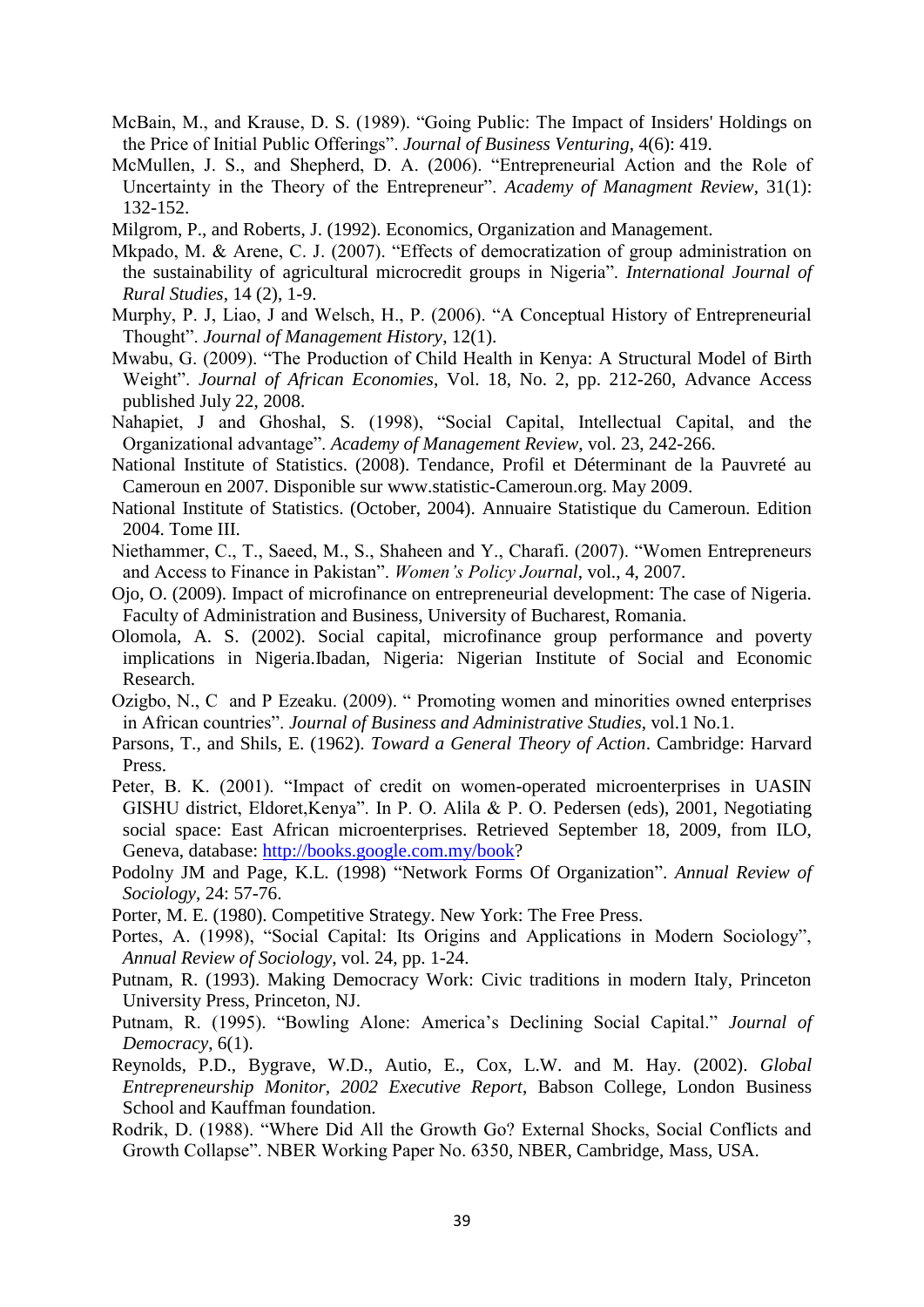McBain, M., and Krause, D. S. (1989). "Going Public: The Impact of Insiders' Holdings on the Price of Initial Public Offerings". *Journal of Business Venturing*, 4(6): 419.

McMullen, J. S., and Shepherd, D. A. (2006). "Entrepreneurial Action and the Role of Uncertainty in the Theory of the Entrepreneur". *Academy of Managment Review*, 31(1): 132-152.

Milgrom, P., and Roberts, J. (1992). Economics, Organization and Management.

Mkpado, M. & Arene, C. J. (2007). "Effects of democratization of group administration on the sustainability of agricultural microcredit groups in Nigeria". *International Journal of Rural Studies*, 14 (2), 1-9.

Murphy, P. J, Liao, J and Welsch, H., P. (2006). "A Conceptual History of Entrepreneurial Thought". *Journal of Management History*, 12(1).

Mwabu, G. (2009). "The Production of Child Health in Kenya: A Structural Model of Birth Weight". *Journal of African Economies*, Vol. 18, No. 2, pp. 212-260, Advance Access published July 22, 2008.

Nahapiet, J and Ghoshal, S. (1998), "Social Capital, Intellectual Capital, and the Organizational advantage". *Academy of Management Review*, vol. 23, 242-266.

National Institute of Statistics. (2008). Tendance, Profil et Déterminant de la Pauvreté au Cameroun en 2007. Disponible sur www.statistic-Cameroun.org. May 2009.

National Institute of Statistics. (October, 2004). Annuaire Statistique du Cameroun. Edition 2004. Tome III.

Niethammer, C., T., Saeed, M., S., Shaheen and Y., Charafi. (2007). "Women Entrepreneurs and Access to Finance in Pakistan". *Women's Policy Journal*, vol., 4, 2007.

Ojo, O. (2009). Impact of microfinance on entrepreneurial development: The case of Nigeria. Faculty of Administration and Business, University of Bucharest, Romania.

Olomola, A. S. (2002). Social capital, microfinance group performance and poverty implications in Nigeria.Ibadan, Nigeria: Nigerian Institute of Social and Economic Research.

Ozigbo, N., C and P Ezeaku. (2009). " Promoting women and minorities owned enterprises in African countries". *Journal of Business and Administrative Studies*, vol.1 No.1.

Parsons, T., and Shils, E. (1962). *Toward a General Theory of Action*. Cambridge: Harvard Press.

Peter, B. K. (2001). "Impact of credit on women-operated microenterprises in UASIN GISHU district, Eldoret,Kenya". In P. O. Alila & P. O. Pedersen (eds), 2001, Negotiating social space: East African microenterprises. Retrieved September 18, 2009, from ILO, Geneva, database: http://books.google.com.my/book?

Podolny JM and Page, K.L. (1998) "Network Forms Of Organization". *Annual Review of Sociology*, 24: 57-76.

Porter, M. E. (1980). Competitive Strategy. New York: The Free Press.

Portes, A. (1998), "Social Capital: Its Origins and Applications in Modern Sociology", *Annual Review of Sociology*, vol. 24, pp. 1-24.

Putnam, R. (1993). Making Democracy Work: Civic traditions in modern Italy, Princeton University Press, Princeton, NJ.

Putnam, R. (1995). "Bowling Alone: America's Declining Social Capital." *Journal of Democracy*, 6(1).

Reynolds, P.D., Bygrave, W.D., Autio, E., Cox, L.W. and M. Hay. (2002). *Global Entrepreneurship Monitor, 2002 Executive Report*, Babson College, London Business School and Kauffman foundation.

Rodrik, D. (1988). "Where Did All the Growth Go? External Shocks, Social Conflicts and Growth Collapse". NBER Working Paper No. 6350, NBER, Cambridge, Mass, USA.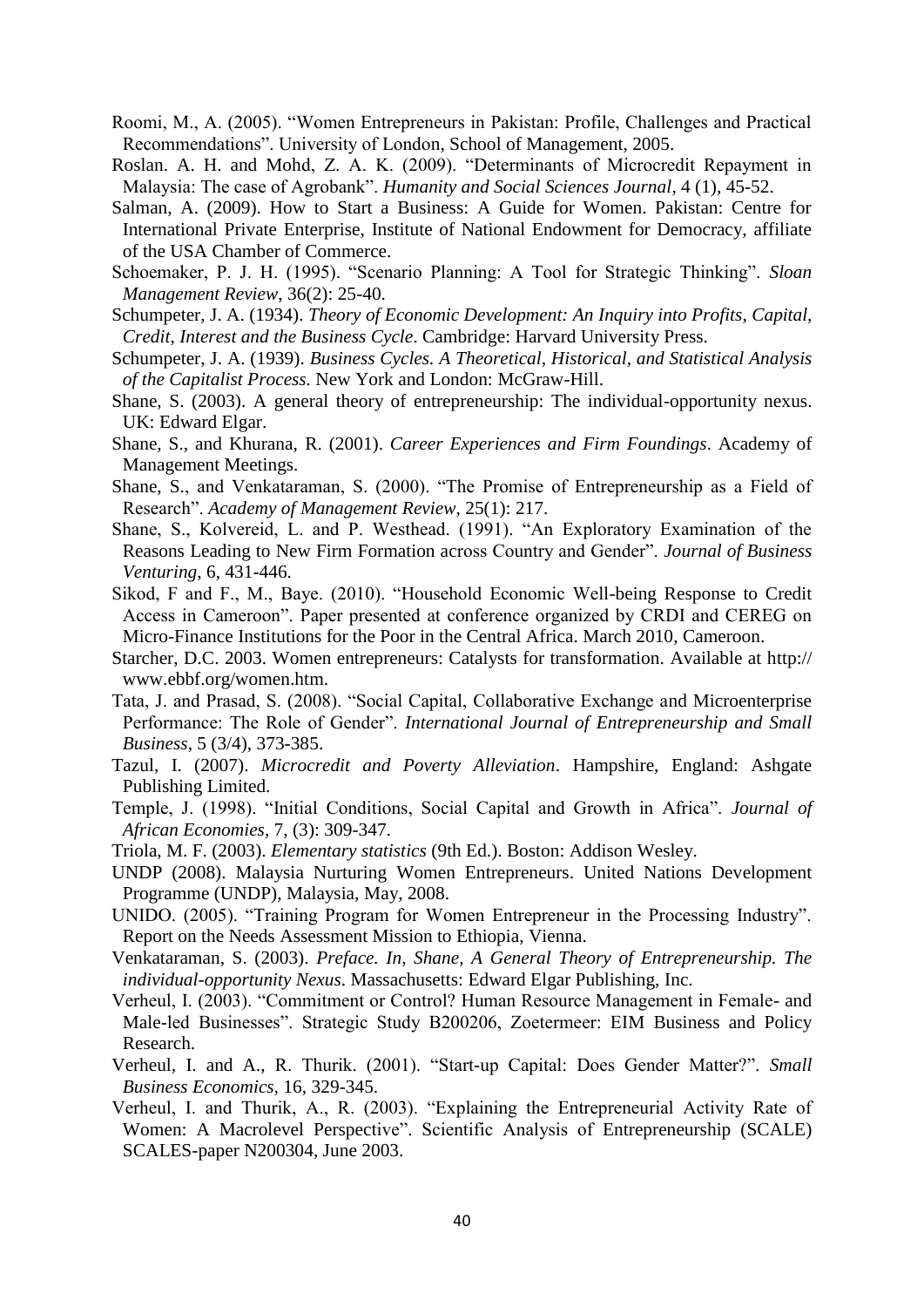Roomi, M., A. (2005). "Women Entrepreneurs in Pakistan: Profile, Challenges and Practical Recommendations". University of London, School of Management, 2005.

Roslan. A. H. and Mohd, Z. A. K. (2009). "Determinants of Microcredit Repayment in Malaysia: The case of Agrobank". *Humanity and Social Sciences Journal*, 4 (1), 45-52.

Salman, A. (2009). How to Start a Business: A Guide for Women. Pakistan: Centre for International Private Enterprise, Institute of National Endowment for Democracy, affiliate of the USA Chamber of Commerce.

Schoemaker, P. J. H. (1995). "Scenario Planning: A Tool for Strategic Thinking". *Sloan Management Review*, 36(2): 25-40.

Schumpeter, J. A. (1934). *Theory of Economic Development: An Inquiry into Profits, Capital, Credit, Interest and the Business Cycle*. Cambridge: Harvard University Press.

Schumpeter, J. A. (1939). *Business Cycles. A Theoretical, Historical, and Statistical Analysis of the Capitalist Process.* New York and London: McGraw-Hill.

Shane, S. (2003). A general theory of entrepreneurship: The individual-opportunity nexus. UK: Edward Elgar.

Shane, S., and Khurana, R. (2001). *Career Experiences and Firm Foundings*. Academy of Management Meetings.

Shane, S., and Venkataraman, S. (2000). "The Promise of Entrepreneurship as a Field of Research". *Academy of Management Review*, 25(1): 217.

Shane, S., Kolvereid, L. and P. Westhead. (1991). "An Exploratory Examination of the Reasons Leading to New Firm Formation across Country and Gender". *Journal of Business Venturing*, 6, 431-446.

Sikod, F and F., M., Baye. (2010). "Household Economic Well-being Response to Credit Access in Cameroon". Paper presented at conference organized by CRDI and CEREG on Micro-Finance Institutions for the Poor in the Central Africa. March 2010, Cameroon.

Starcher, D.C. 2003. Women entrepreneurs: Catalysts for transformation. Available at http:// www.ebbf.org/women.htm.

Tata, J. and Prasad, S. (2008). "Social Capital, Collaborative Exchange and Microenterprise Performance: The Role of Gender". *International Journal of Entrepreneurship and Small Business*, 5 (3/4), 373-385.

Tazul, I. (2007). *Microcredit and Poverty Alleviation*. Hampshire, England: Ashgate Publishing Limited.

Temple, J. (1998). "Initial Conditions, Social Capital and Growth in Africa". *Journal of African Economies*, 7, (3): 309-347.

Triola, M. F. (2003). *Elementary statistics* (9th Ed.). Boston: Addison Wesley.

UNDP (2008). Malaysia Nurturing Women Entrepreneurs. United Nations Development Programme (UNDP), Malaysia, May, 2008.

UNIDO. (2005). "Training Program for Women Entrepreneur in the Processing Industry". Report on the Needs Assessment Mission to Ethiopia, Vienna.

Venkataraman, S. (2003). *Preface. In, Shane, A General Theory of Entrepreneurship. The individual-opportunity Nexus*. Massachusetts: Edward Elgar Publishing, Inc.

Verheul, I. (2003). "Commitment or Control? Human Resource Management in Female- and Male-led Businesses". Strategic Study B200206, Zoetermeer: EIM Business and Policy Research.

Verheul, I. and A., R. Thurik. (2001). "Start-up Capital: Does Gender Matter?". *Small Business Economics*, 16, 329-345.

Verheul, I. and Thurik, A., R. (2003). "Explaining the Entrepreneurial Activity Rate of Women: A Macrolevel Perspective". Scientific Analysis of Entrepreneurship (SCALE) SCALES-paper N200304, June 2003.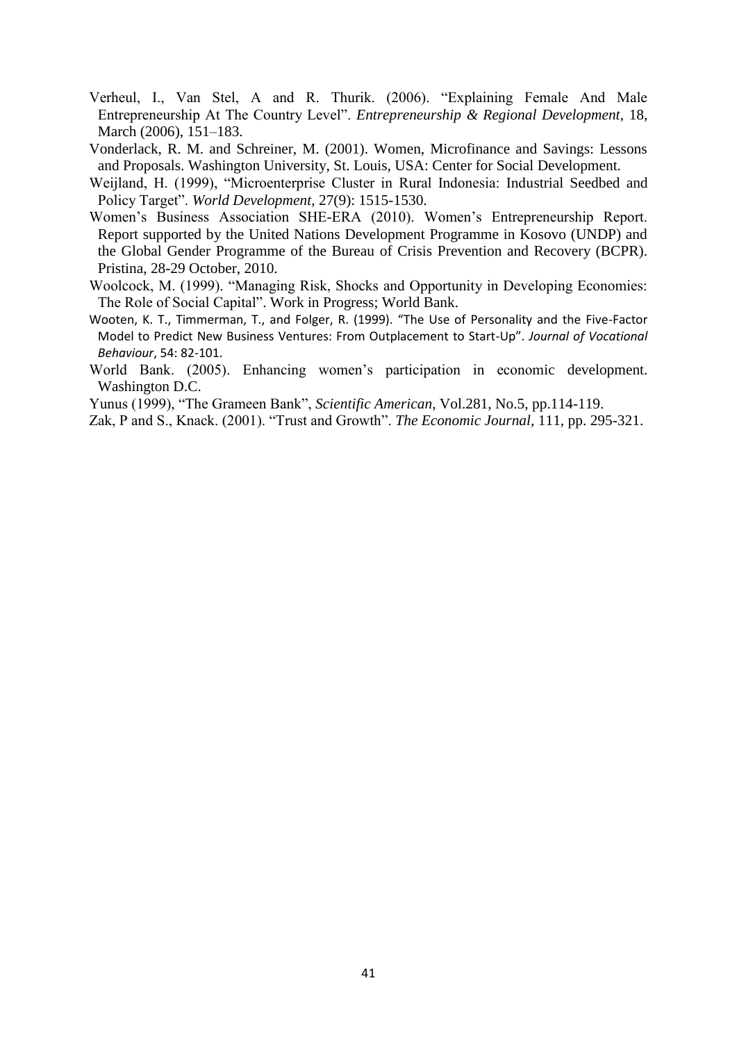Verheul, I., Van Stel, A and R. Thurik. (2006). "Explaining Female And Male Entrepreneurship At The Country Level". *Entrepreneurship & Regional Development*, 18, March (2006), 151–183.

Vonderlack, R. M. and Schreiner, M. (2001). Women, Microfinance and Savings: Lessons and Proposals. Washington University, St. Louis, USA: Center for Social Development.

Weijland, H. (1999), "Microenterprise Cluster in Rural Indonesia: Industrial Seedbed and Policy Target". *World Development*, 27(9): 1515-1530.

Women's Business Association SHE-ERA (2010). Women's Entrepreneurship Report. Report supported by the United Nations Development Programme in Kosovo (UNDP) and the Global Gender Programme of the Bureau of Crisis Prevention and Recovery (BCPR). Pristina, 28-29 October, 2010.

Woolcock, M. (1999). "Managing Risk, Shocks and Opportunity in Developing Economies: The Role of Social Capital". Work in Progress; World Bank.

Wooten, K. T., Timmerman, T., and Folger, R. (1999). "The Use of Personality and the Five-Factor Model to Predict New Business Ventures: From Outplacement to Start-Up". *Journal of Vocational Behaviour*, 54: 82-101.

World Bank. (2005). Enhancing women's participation in economic development. Washington D.C.

Yunus (1999), "The Grameen Bank", *Scientific American*, Vol.281, No.5, pp.114-119.

Zak, P and S., Knack. (2001). "Trust and Growth". *The Economic Journal*, 111, pp. 295-321.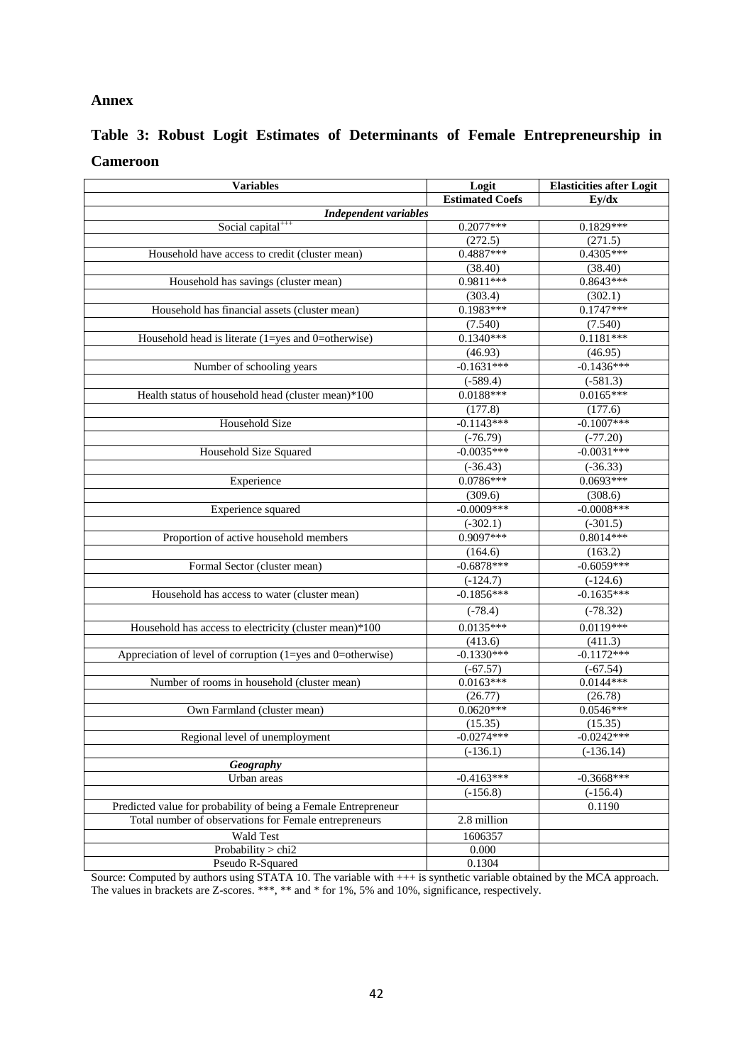## Annex

### Table 3: Robust Logit Estimates of Determinants of Female Entrepreneurship in Cameroon

| Variables | Logit | Elasticities after Logit |
|---|---|---|
| | Estimated Coefs | Ey/dx |
| ***Independent variables*** | | |
| Social capital[+++] | 0.2077*** | 0.1829*** |
| | (272.5) | (271.5) |
| Household have access to credit (cluster mean) | 0.4887*** | 0.4305*** |
| | (38.40) | (38.40) |
| Household has savings (cluster mean) | 0.9811*** | 0.8643*** |
| | (303.4) | (302.1) |
| Household has financial assets (cluster mean) | 0.1983*** | 0.1747*** |
| | (7.540) | (7.540) |
| Household head is literate (1=yes and 0=otherwise) | 0.1340*** | 0.1181*** |
| | (46.93) | (46.95) |
| Number of schooling years | -0.1631*** | -0.1436*** |
| | (-589.4) | (-581.3) |
| Health status of household head (cluster mean)*100 | 0.0188*** | 0.0165*** |
| | (177.8) | (177.6) |
| Household Size | -0.1143*** | -0.1007*** |
| | (-76.79) | (-77.20) |
| Household Size Squared | -0.0035*** | -0.0031*** |
| | (-36.43) | (-36.33) |
| Experience | 0.0786*** | 0.0693*** |
| | (309.6) | (308.6) |
| Experience squared | -0.0009*** | -0.0008*** |
| | (-302.1) | (-301.5) |
| Proportion of active household members | 0.9097*** | 0.8014*** |
| | (164.6) | (163.2) |
| Formal Sector (cluster mean) | -0.6878*** | -0.6059*** |
| | (-124.7) | (-124.6) |
| Household has access to water (cluster mean) | -0.1856*** | -0.1635*** |
| | (-78.4) | (-78.32) |
| Household has access to electricity (cluster mean)*100 | 0.0135*** | 0.0119*** |
| | (413.6) | (411.3) |
| Appreciation of level of corruption (1=yes and 0=otherwise) | -0.1330*** | -0.1172*** |
| | (-67.57) | (-67.54) |
| Number of rooms in household (cluster mean) | 0.0163*** | 0.0144*** |
| | (26.77) | (26.78) |
| Own Farmland (cluster mean) | 0.0620*** | 0.0546*** |
| | (15.35) | (15.35) |
| Regional level of unemployment | -0.0274*** | -0.0242*** |
| | (-136.1) | (-136.14) |
| ***Geography*** | | |
| Urban areas | -0.4163*** | -0.3668*** |
| | (-156.8) | (-156.4) |
| Predicted value for probability of being a Female Entrepreneur | | 0.1190 |
| Total number of observations for Female entrepreneurs | 2.8 million | |
| Wald Test | 1606357 | |
| Probability > chi2 | 0.000 | |
| Pseudo R-Squared | 0.1304 | |

Source: Computed by authors using STATA 10. The variable with +++ is synthetic variable obtained by the MCA approach. The values in brackets are Z-scores. ***, ** and * for 1%, 5% and 10%, significance, respectively.